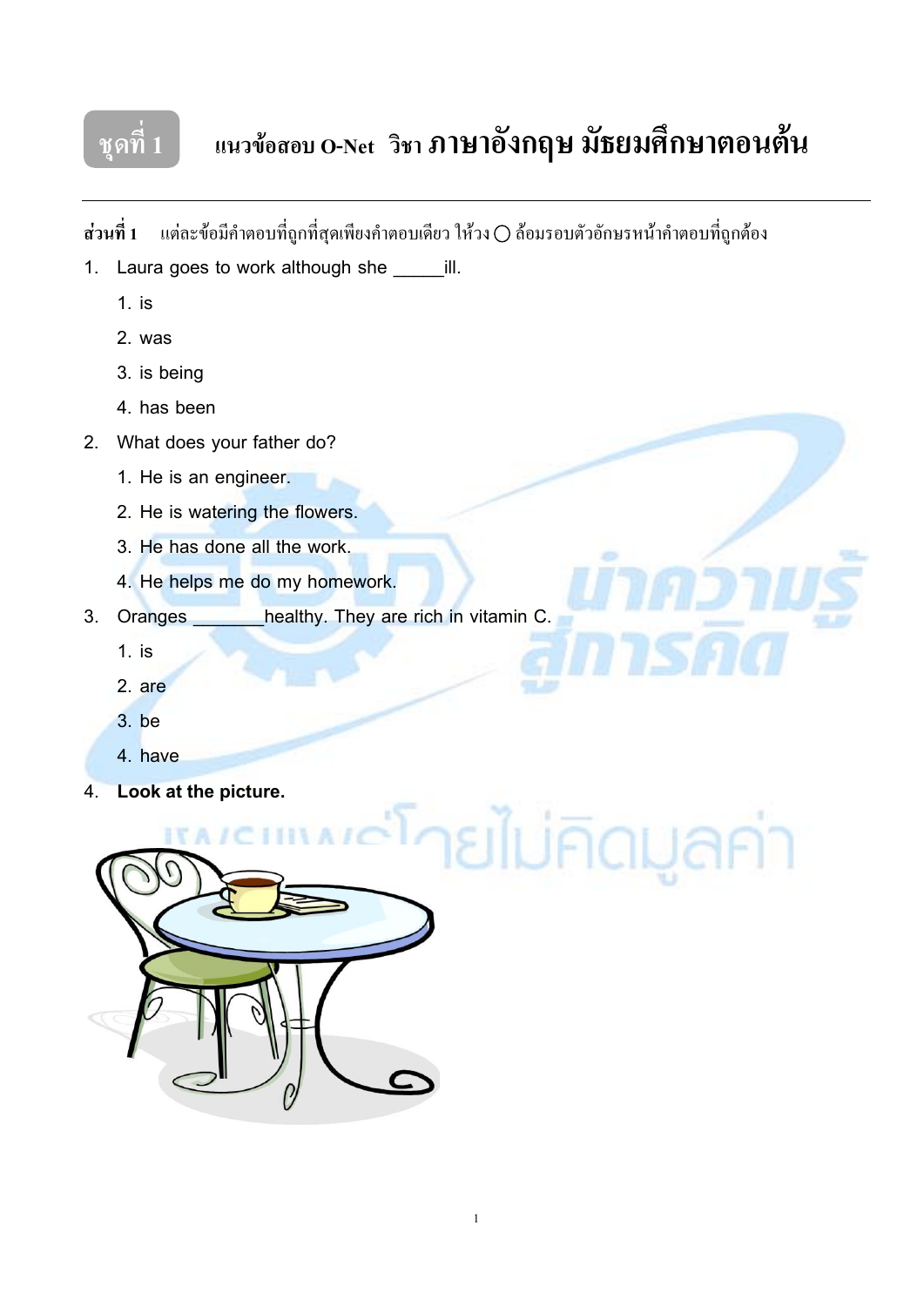# ชุดที่ 1 แนวข้อสอบ O-Net วิชา ภาษาอังกฤษ มัธยมศึกษาตอนต้น

**ส่วนที่ 1** แต่ละข้อมีคำตอบที่ถูกที่สุดเพียงคำตอบเดียว ให้วง ◯ ล้อมรอบตัวอักษรหน้าคำตอบที่ถูกต้อง

1. Laura goes to work although she _____ill.
   1. is
   2. was
   3. is being
   4. has been
2. What does your father do?
   1. He is an engineer.
   2. He is watering the flowers.
   3. He has done all the work.
   4. He helps me do my homework.
3. Oranges _______healthy. They are rich in vitamin C.
   1. is
   2. are
   3. be
   4. have
4. **Look at the picture.**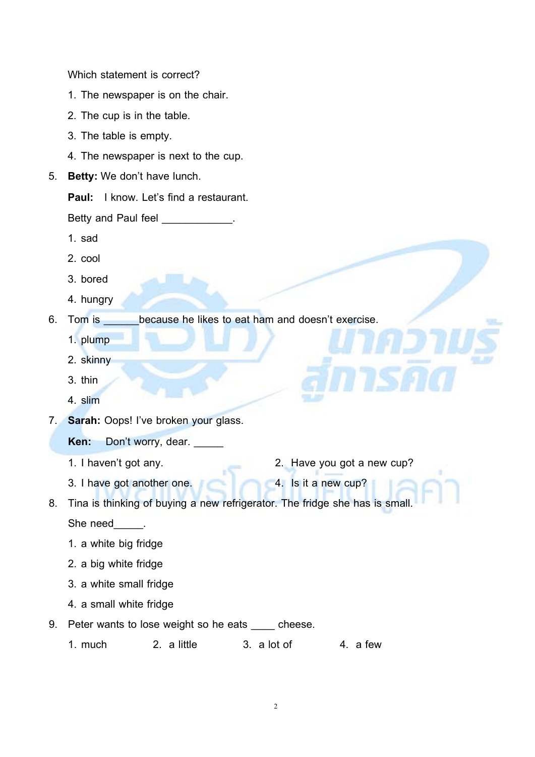Which statement is correct?

1. The newspaper is on the chair.
2. The cup is in the table.
3. The table is empty.
4. The newspaper is next to the cup.

5. **Betty:** We don't have lunch.

   **Paul:** I know. Let's find a restaurant.

   Betty and Paul feel ____________.

   1. sad
   2. cool
   3. bored
   4. hungry

6. Tom is ______because he likes to eat ham and doesn't exercise.

   1. plump
   2. skinny
   3. thin
   4. slim

7. **Sarah:** Oops! I've broken your glass.

   **Ken:** Don't worry, dear. _____

   1. I haven't got any.
   2. Have you got a new cup?
   3. I have got another one.
   4. Is it a new cup?

8. Tina is thinking of buying a new refrigerator. The fridge she has is small.

   She need_____.

   1. a white big fridge
   2. a big white fridge
   3. a white small fridge
   4. a small white fridge

9. Peter wants to lose weight so he eats ____ cheese.

   1. much
   2. a little
   3. a lot of
   4. a few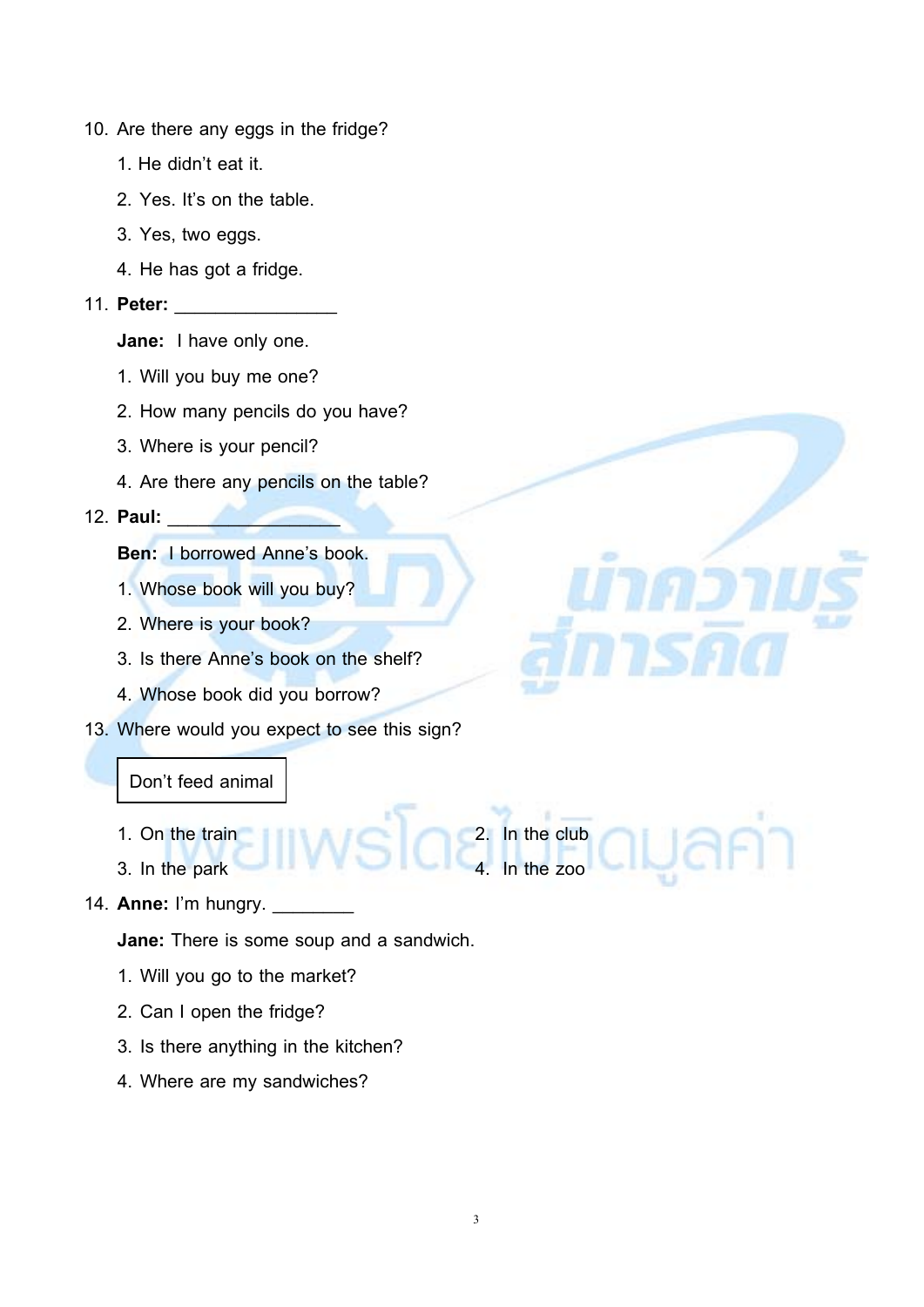10. Are there any eggs in the fridge?

    1. He didn't eat it.
    2. Yes. It's on the table.
    3. Yes, two eggs.
    4. He has got a fridge.

11. **Peter:** ________________

    **Jane:** I have only one.

    1. Will you buy me one?
    2. How many pencils do you have?
    3. Where is your pencil?
    4. Are there any pencils on the table?

12. **Paul:** _________________

    **Ben:** I borrowed Anne's book.

    1. Whose book will you buy?
    2. Where is your book?
    3. Is there Anne's book on the shelf?
    4. Whose book did you borrow?

13. Where would you expect to see this sign?

    | Don't feed animal |
    |---|

    1. On the train
    2. In the club
    3. In the park
    4. In the zoo

14. **Anne:** I'm hungry. ________

    **Jane:** There is some soup and a sandwich.

    1. Will you go to the market?
    2. Can I open the fridge?
    3. Is there anything in the kitchen?
    4. Where are my sandwiches?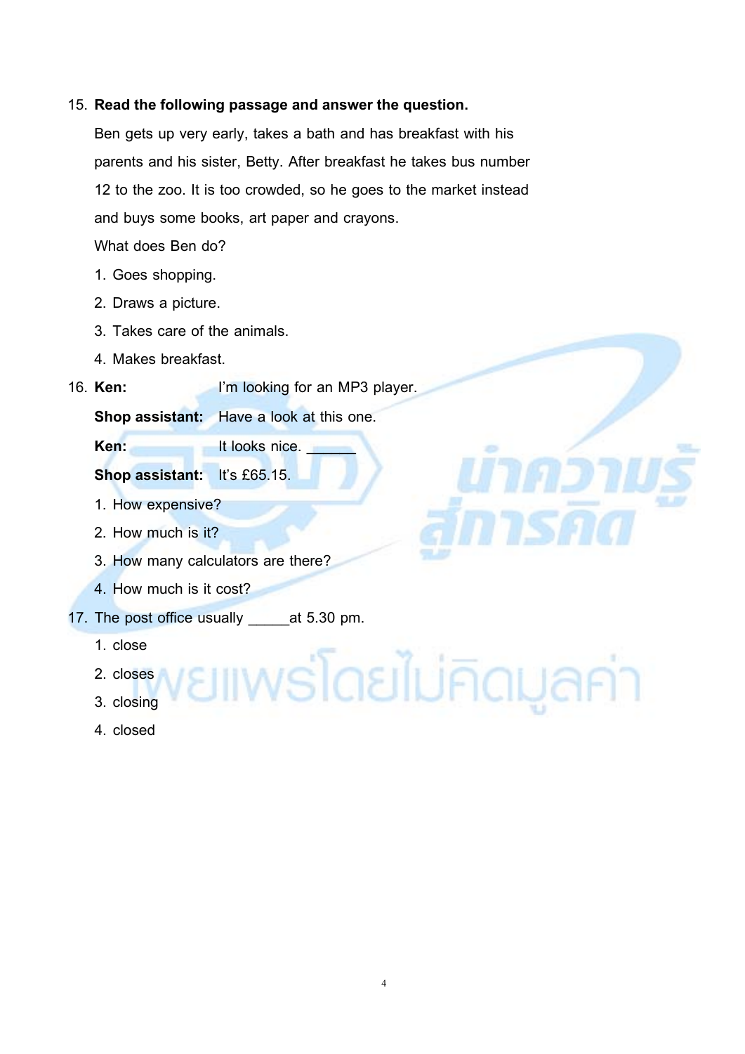15. **Read the following passage and answer the question.**

    Ben gets up very early, takes a bath and has breakfast with his parents and his sister, Betty. After breakfast he takes bus number 12 to the zoo. It is too crowded, so he goes to the market instead and buys some books, art paper and crayons.

    What does Ben do?

    1. Goes shopping.
    2. Draws a picture.
    3. Takes care of the animals.
    4. Makes breakfast.

16. **Ken:** I'm looking for an MP3 player.

    **Shop assistant:** Have a look at this one.

    **Ken:** It looks nice. ______

    **Shop assistant:** It's £65.15.

    1. How expensive?
    2. How much is it?
    3. How many calculators are there?
    4. How much is it cost?

17. The post office usually _____at 5.30 pm.

    1. close
    2. closes
    3. closing
    4. closed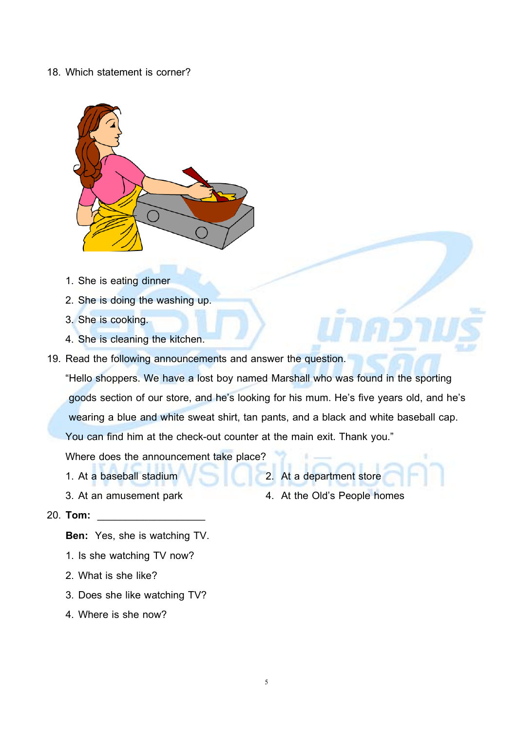18. Which statement is corner?

1. She is eating dinner
2. She is doing the washing up.
3. She is cooking.
4. She is cleaning the kitchen.

19. Read the following announcements and answer the question.

“Hello shoppers. We have a lost boy named Marshall who was found in the sporting goods section of our store, and he’s looking for his mum. He’s five years old, and he’s wearing a blue and white sweat shirt, tan pants, and a black and white baseball cap. You can find him at the check-out counter at the main exit. Thank you.”

Where does the announcement take place?

1. At a baseball stadium
2. At a department store
3. At an amusement park
4. At the Old’s People homes

20. **Tom:** ___________________

**Ben:** Yes, she is watching TV.

1. Is she watching TV now?
2. What is she like?
3. Does she like watching TV?
4. Where is she now?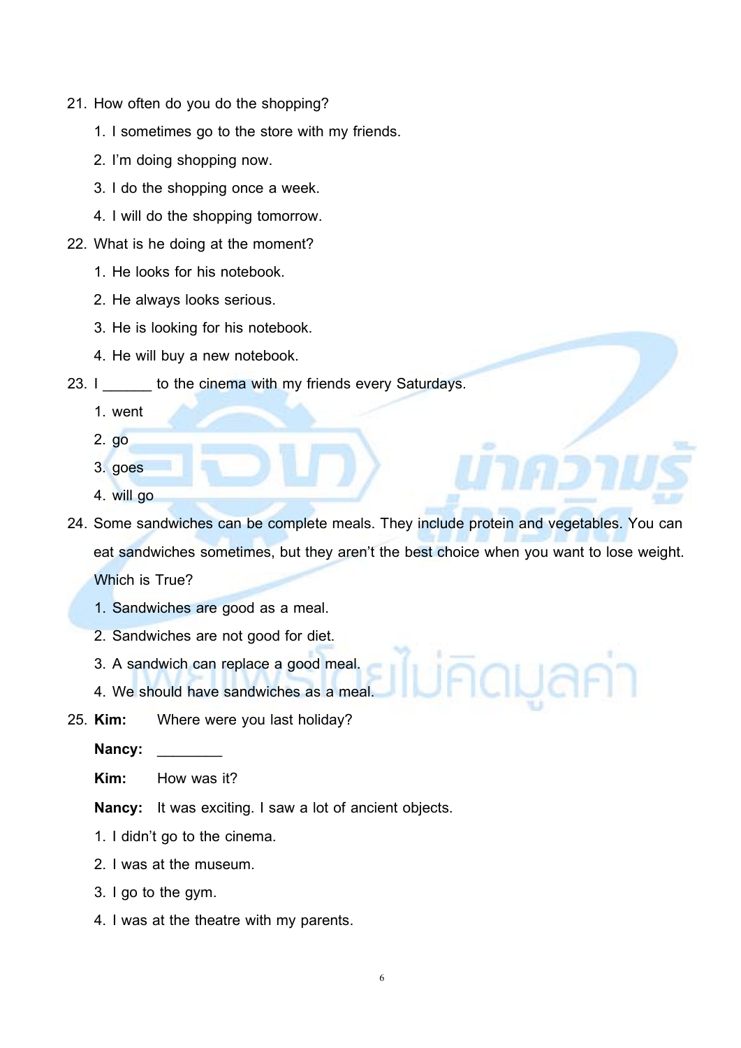21. How often do you do the shopping?

    1. I sometimes go to the store with my friends.
    2. I'm doing shopping now.
    3. I do the shopping once a week.
    4. I will do the shopping tomorrow.

22. What is he doing at the moment?

    1. He looks for his notebook.
    2. He always looks serious.
    3. He is looking for his notebook.
    4. He will buy a new notebook.

23. I ______ to the cinema with my friends every Saturdays.

    1. went
    2. go
    3. goes
    4. will go

24. Some sandwiches can be complete meals. They include protein and vegetables. You can eat sandwiches sometimes, but they aren't the best choice when you want to lose weight. Which is True?

    1. Sandwiches are good as a meal.
    2. Sandwiches are not good for diet.
    3. A sandwich can replace a good meal.
    4. We should have sandwiches as a meal.

25. **Kim:** Where were you last holiday?

    **Nancy:** ________

    **Kim:** How was it?

    **Nancy:** It was exciting. I saw a lot of ancient objects.

    1. I didn't go to the cinema.
    2. I was at the museum.
    3. I go to the gym.
    4. I was at the theatre with my parents.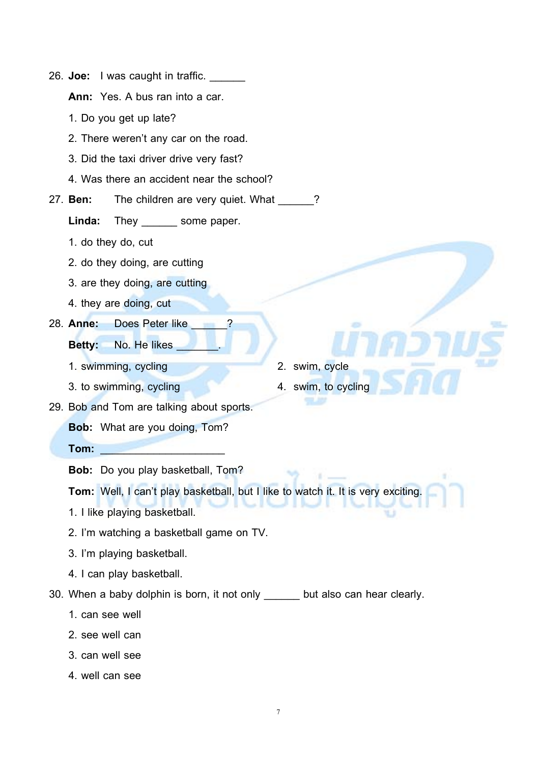26. **Joe:** I was caught in traffic. ______

    **Ann:** Yes. A bus ran into a car.

    1. Do you get up late?
    2. There weren't any car on the road.
    3. Did the taxi driver drive very fast?
    4. Was there an accident near the school?

27. **Ben:** The children are very quiet. What ______?

    **Linda:** They ______ some paper.

    1. do they do, cut
    2. do they doing, are cutting
    3. are they doing, are cutting
    4. they are doing, cut

28. **Anne:** Does Peter like ______?

    **Betty:** No. He likes ______.

    1. swimming, cycling
    2. swim, cycle
    3. to swimming, cycling
    4. swim, to cycling

29. Bob and Tom are talking about sports.

    **Bob:** What are you doing, Tom?

    **Tom:** ____________________

    **Bob:** Do you play basketball, Tom?

    **Tom:** Well, I can't play basketball, but I like to watch it. It is very exciting.

    1. I like playing basketball.
    2. I'm watching a basketball game on TV.
    3. I'm playing basketball.
    4. I can play basketball.

30. When a baby dolphin is born, it not only ______ but also can hear clearly.

    1. can see well
    2. see well can
    3. can well see
    4. well can see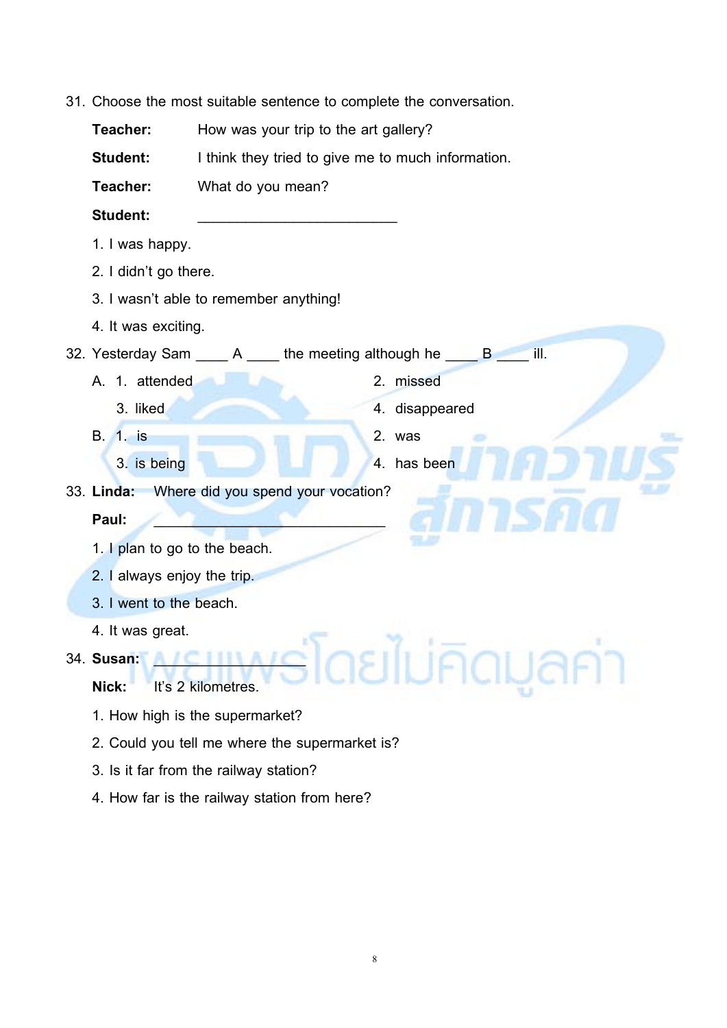31. Choose the most suitable sentence to complete the conversation.

**Teacher:** How was your trip to the art gallery?

**Student:** I think they tried to give me to much information.

**Teacher:** What do you mean?

**Student:** ______________________________

1. I was happy.
2. I didn't go there.
3. I wasn't able to remember anything!
4. It was exciting.

32. Yesterday Sam ____ A ____ the meeting although he ____ B ____ ill.

A. 1. attended　　2. missed
   3. liked　　4. disappeared

B. 1. is　　2. was
   3. is being　　4. has been

33. **Linda:** Where did you spend your vocation?

**Paul:** ______________________________

1. I plan to go to the beach.
2. I always enjoy the trip.
3. I went to the beach.
4. It was great.

34. **Susan:** ____________________

**Nick:** It's 2 kilometres.

1. How high is the supermarket?
2. Could you tell me where the supermarket is?
3. Is it far from the railway station?
4. How far is the railway station from here?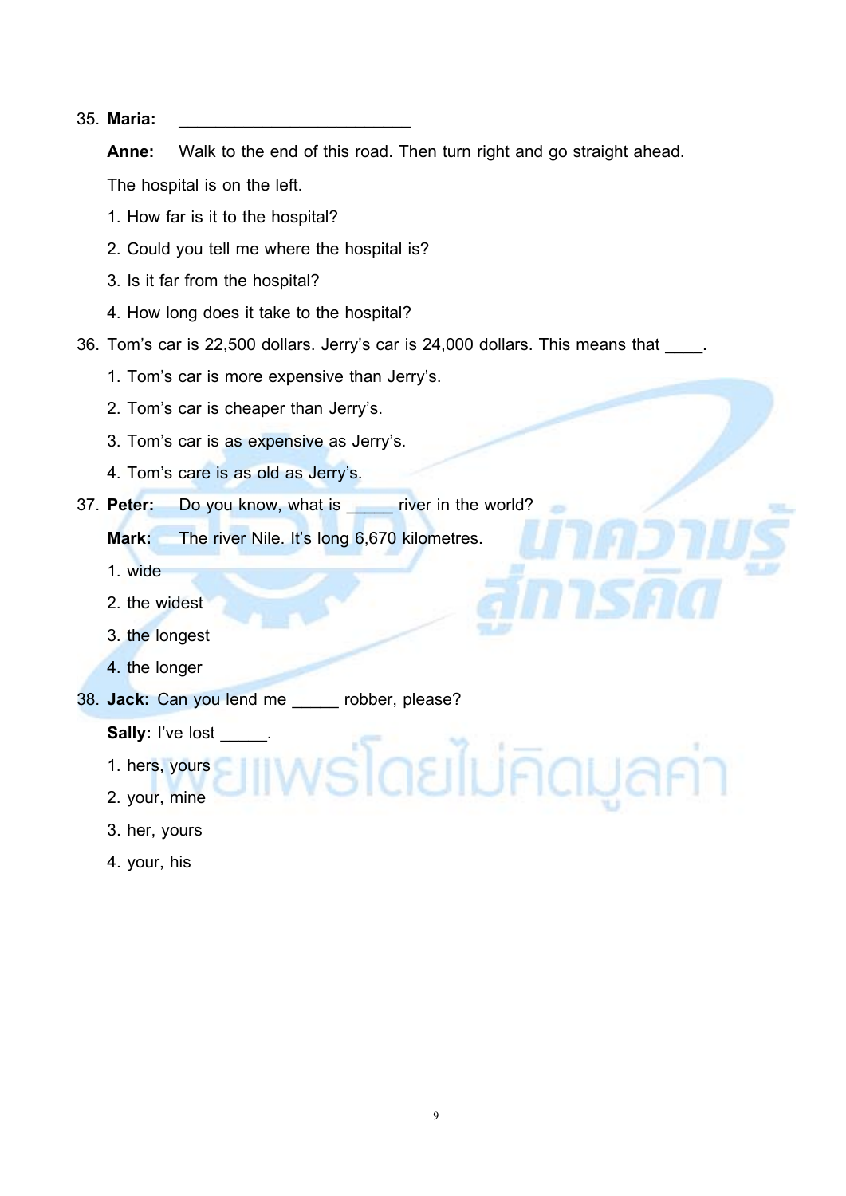35. **Maria:** ________________________

**Anne:** Walk to the end of this road. Then turn right and go straight ahead. The hospital is on the left.

1. How far is it to the hospital?
2. Could you tell me where the hospital is?
3. Is it far from the hospital?
4. How long does it take to the hospital?

36. Tom's car is 22,500 dollars. Jerry's car is 24,000 dollars. This means that ____.

1. Tom's car is more expensive than Jerry's.
2. Tom's car is cheaper than Jerry's.
3. Tom's car is as expensive as Jerry's.
4. Tom's care is as old as Jerry's.

37. **Peter:** Do you know, what is _____ river in the world?

**Mark:** The river Nile. It's long 6,670 kilometres.

1. wide
2. the widest
3. the longest
4. the longer

38. **Jack:** Can you lend me _____ robber, please?

**Sally:** I've lost _____.

1. hers, yours
2. your, mine
3. her, yours
4. your, his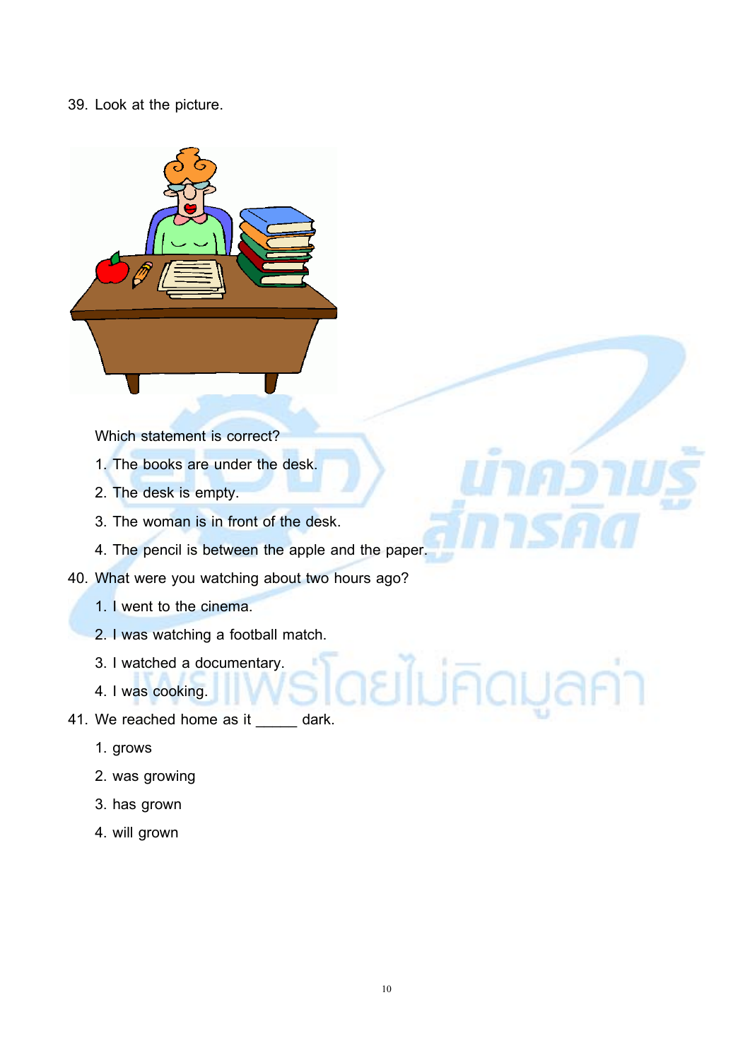39. Look at the picture.

Which statement is correct?

1. The books are under the desk.
2. The desk is empty.
3. The woman is in front of the desk.
4. The pencil is between the apple and the paper.

40. What were you watching about two hours ago?

1. I went to the cinema.
2. I was watching a football match.
3. I watched a documentary.
4. I was cooking.

41. We reached home as it _____ dark.

1. grows
2. was growing
3. has grown
4. will grown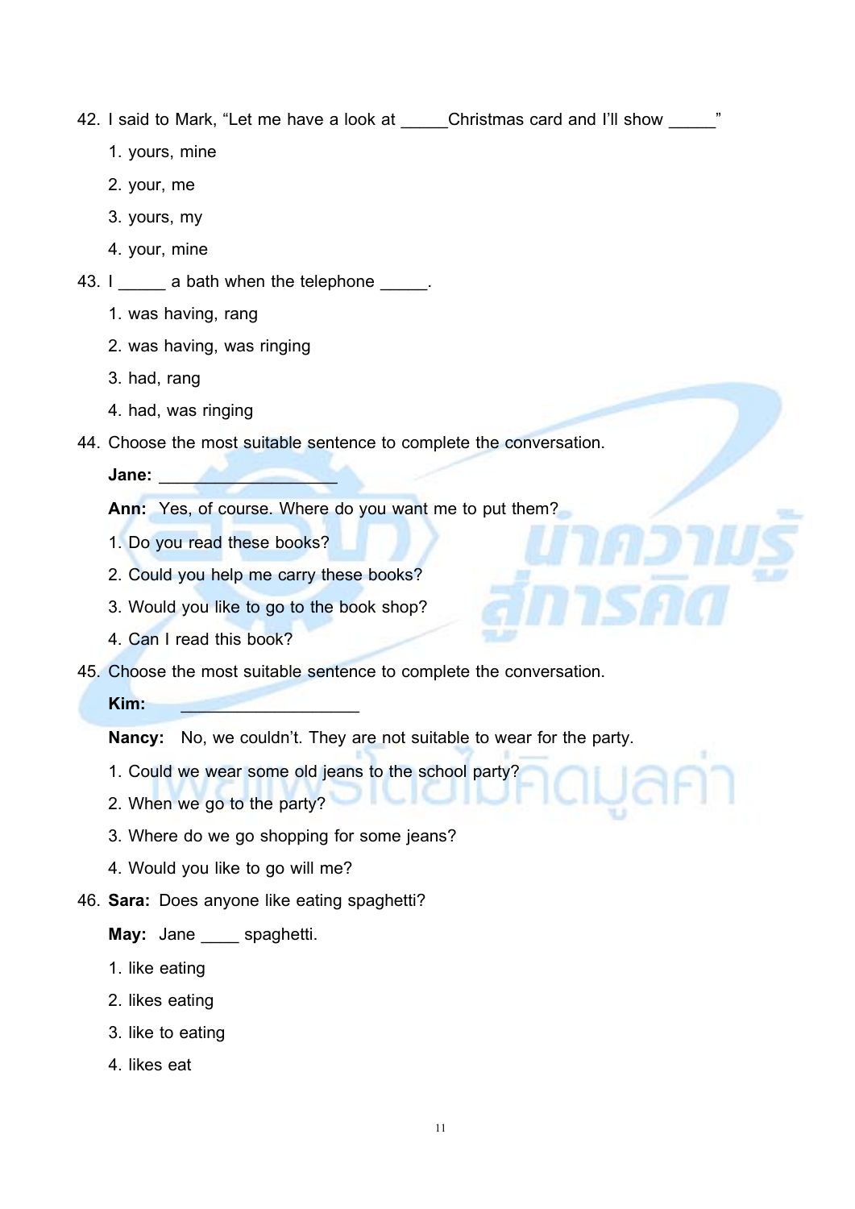42. I said to Mark, "Let me have a look at _____Christmas card and I'll show _____"

    1. yours, mine
    2. your, me
    3. yours, my
    4. your, mine

43. I _____ a bath when the telephone _____.

    1. was having, rang
    2. was having, was ringing
    3. had, rang
    4. had, was ringing

44. Choose the most suitable sentence to complete the conversation.

    **Jane:** ____________________

    **Ann:** Yes, of course. Where do you want me to put them?

    1. Do you read these books?
    2. Could you help me carry these books?
    3. Would you like to go to the book shop?
    4. Can I read this book?

45. Choose the most suitable sentence to complete the conversation.

    **Kim:** ____________________

    **Nancy:** No, we couldn't. They are not suitable to wear for the party.

    1. Could we wear some old jeans to the school party?
    2. When we go to the party?
    3. Where do we go shopping for some jeans?
    4. Would you like to go will me?

46. **Sara:** Does anyone like eating spaghetti?

    **May:** Jane ____ spaghetti.

    1. like eating
    2. likes eating
    3. like to eating
    4. likes eat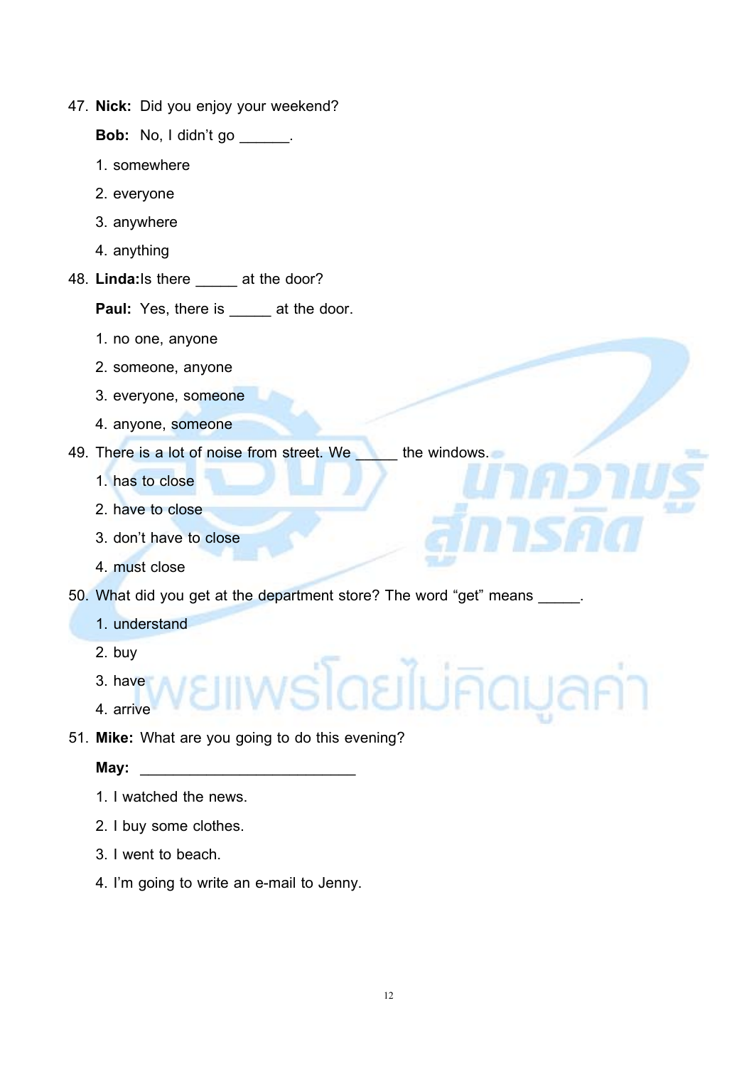47. **Nick:** Did you enjoy your weekend?

    **Bob:** No, I didn't go ______.

    1. somewhere
    2. everyone
    3. anywhere
    4. anything

48. **Linda:** Is there _____ at the door?

    **Paul:** Yes, there is _____ at the door.

    1. no one, anyone
    2. someone, anyone
    3. everyone, someone
    4. anyone, someone

49. There is a lot of noise from street. We _____ the windows.

    1. has to close
    2. have to close
    3. don't have to close
    4. must close

50. What did you get at the department store? The word "get" means _____.

    1. understand
    2. buy
    3. have
    4. arrive

51. **Mike:** What are you going to do this evening?

    **May:** __________________________

    1. I watched the news.
    2. I buy some clothes.
    3. I went to beach.
    4. I'm going to write an e-mail to Jenny.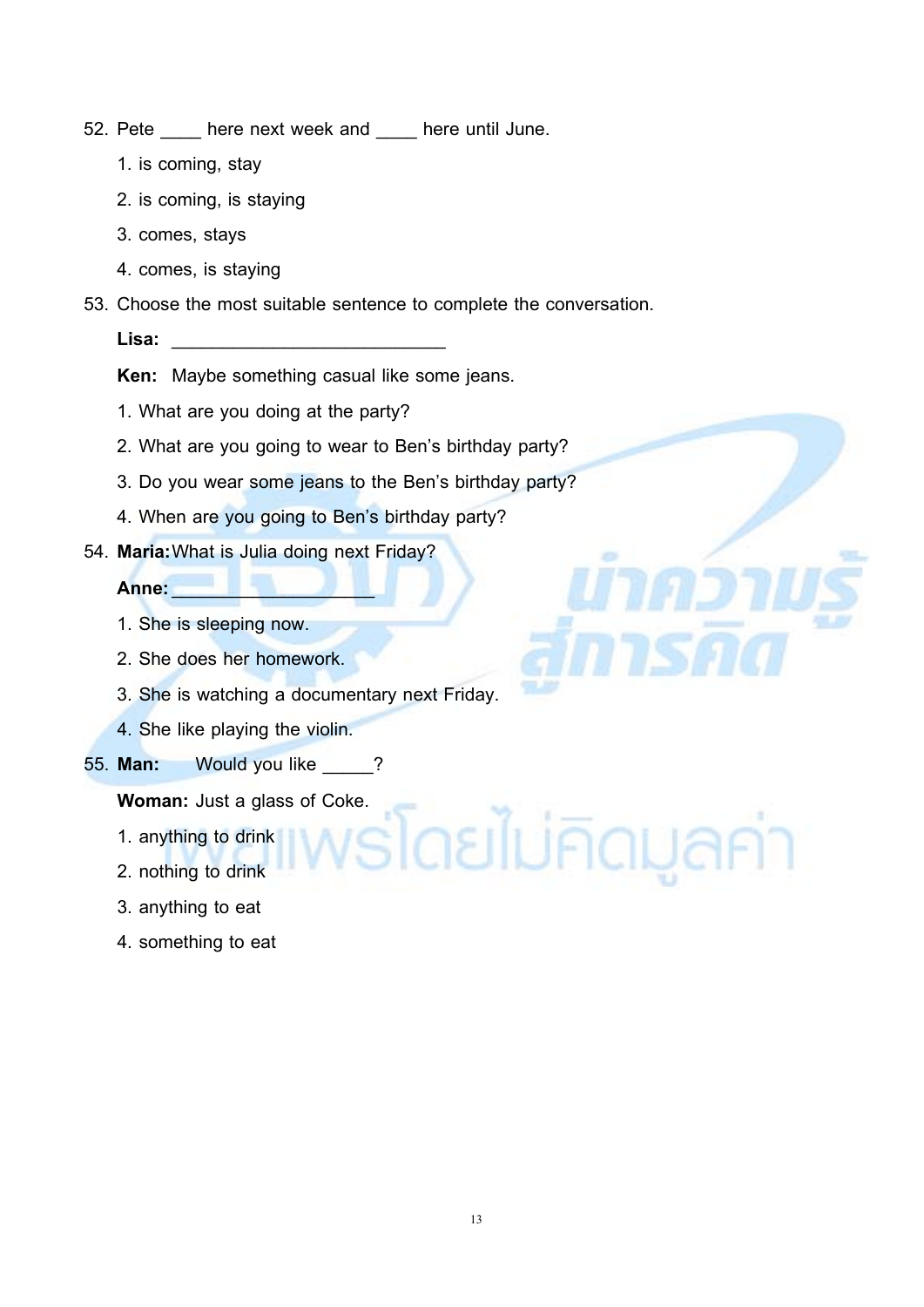52. Pete ____ here next week and ____ here until June.

   1. is coming, stay
   2. is coming, is staying
   3. comes, stays
   4. comes, is staying

53. Choose the most suitable sentence to complete the conversation.

   **Lisa:** ___________________________

   **Ken:** Maybe something casual like some jeans.

   1. What are you doing at the party?
   2. What are you going to wear to Ben's birthday party?
   3. Do you wear some jeans to the Ben's birthday party?
   4. When are you going to Ben's birthday party?

54. **Maria:** What is Julia doing next Friday?

   **Anne:** ____________________

   1. She is sleeping now.
   2. She does her homework.
   3. She is watching a documentary next Friday.
   4. She like playing the violin.

55. **Man:** Would you like _____?

   **Woman:** Just a glass of Coke.

   1. anything to drink
   2. nothing to drink
   3. anything to eat
   4. something to eat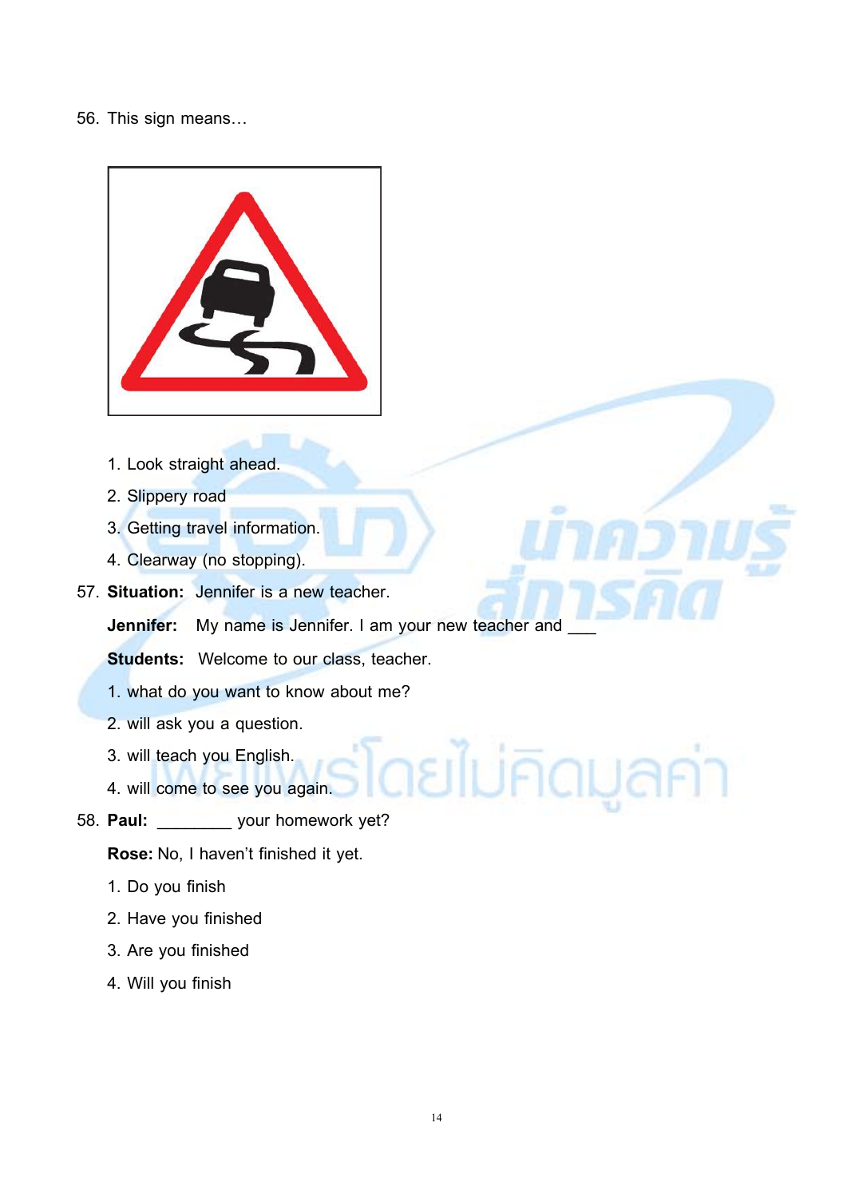56. This sign means…

1. Look straight ahead.
2. Slippery road
3. Getting travel information.
4. Clearway (no stopping).

57. **Situation:** Jennifer is a new teacher.

**Jennifer:** My name is Jennifer. I am your new teacher and ___

**Students:** Welcome to our class, teacher.

1. what do you want to know about me?
2. will ask you a question.
3. will teach you English.
4. will come to see you again.

58. **Paul:** ________ your homework yet?

**Rose:** No, I haven't finished it yet.

1. Do you finish
2. Have you finished
3. Are you finished
4. Will you finish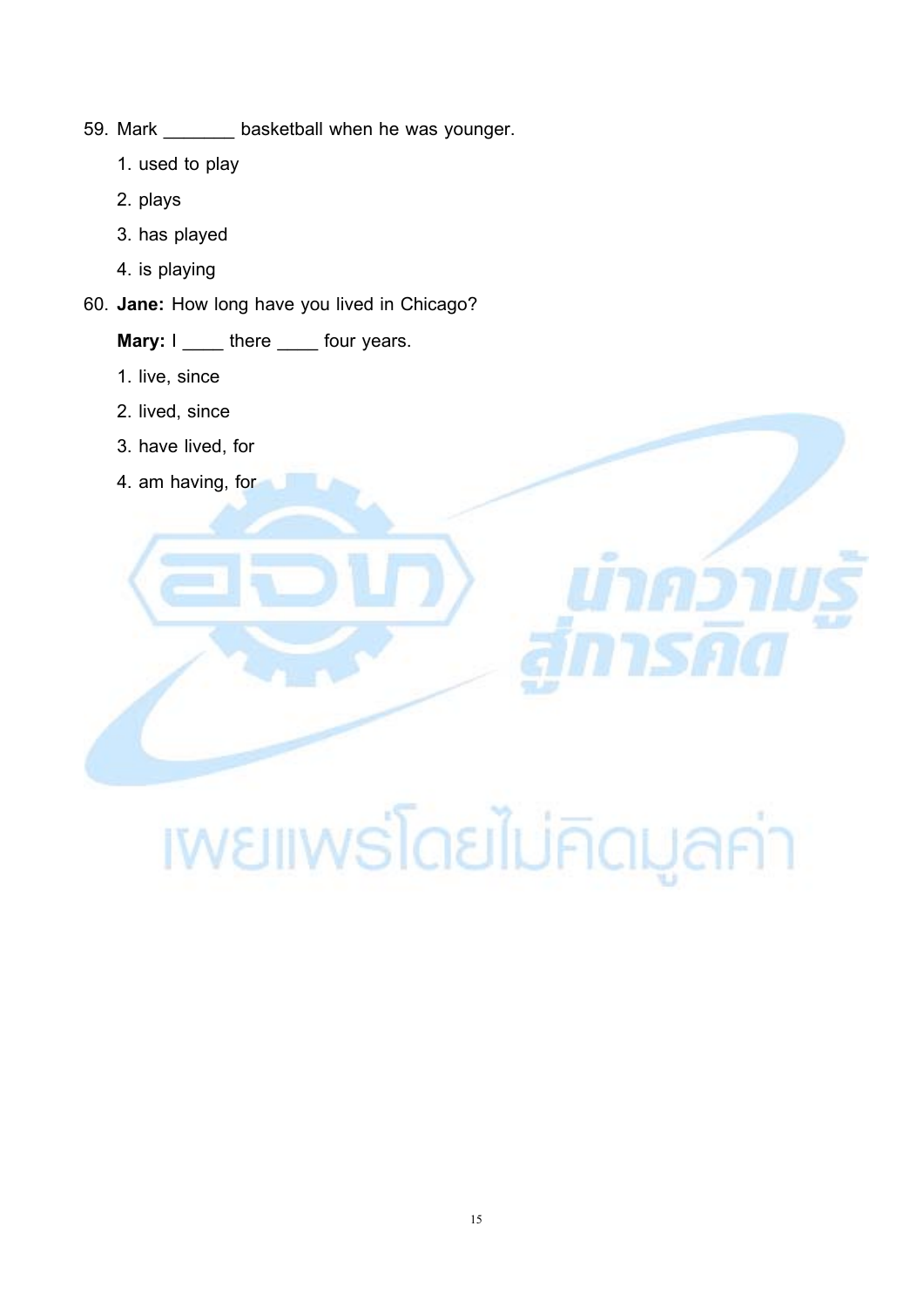59. Mark _______ basketball when he was younger.

    1. used to play
    2. plays
    3. has played
    4. is playing

60. **Jane:** How long have you lived in Chicago?

    **Mary:** I ____ there ____ four years.

    1. live, since
    2. lived, since
    3. have lived, for
    4. am having, for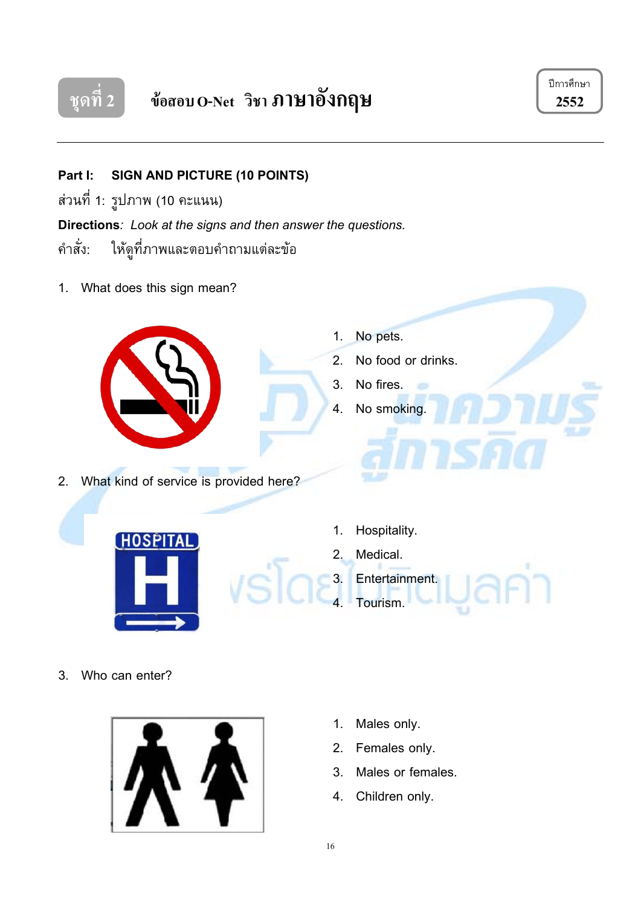ชุดที่ 2 ข้อสอบ O-Net วิชา ภาษาอังกฤษ

ปีการศึกษา 2552

---

**Part I: SIGN AND PICTURE (10 POINTS)**

ส่วนที่ 1: รูปภาพ (10 คะแนน)

**Directions***: Look at the signs and then answer the questions.*

คำสั่ง: ให้ดูที่ภาพและตอบคำถามแต่ละข้อ

1. What does this sign mean?

   1. No pets.
   2. No food or drinks.
   3. No fires.
   4. No smoking.

2. What kind of service is provided here?

   1. Hospitality.
   2. Medical.
   3. Entertainment.
   4. Tourism.

3. Who can enter?

   1. Males only.
   2. Females only.
   3. Males or females.
   4. Children only.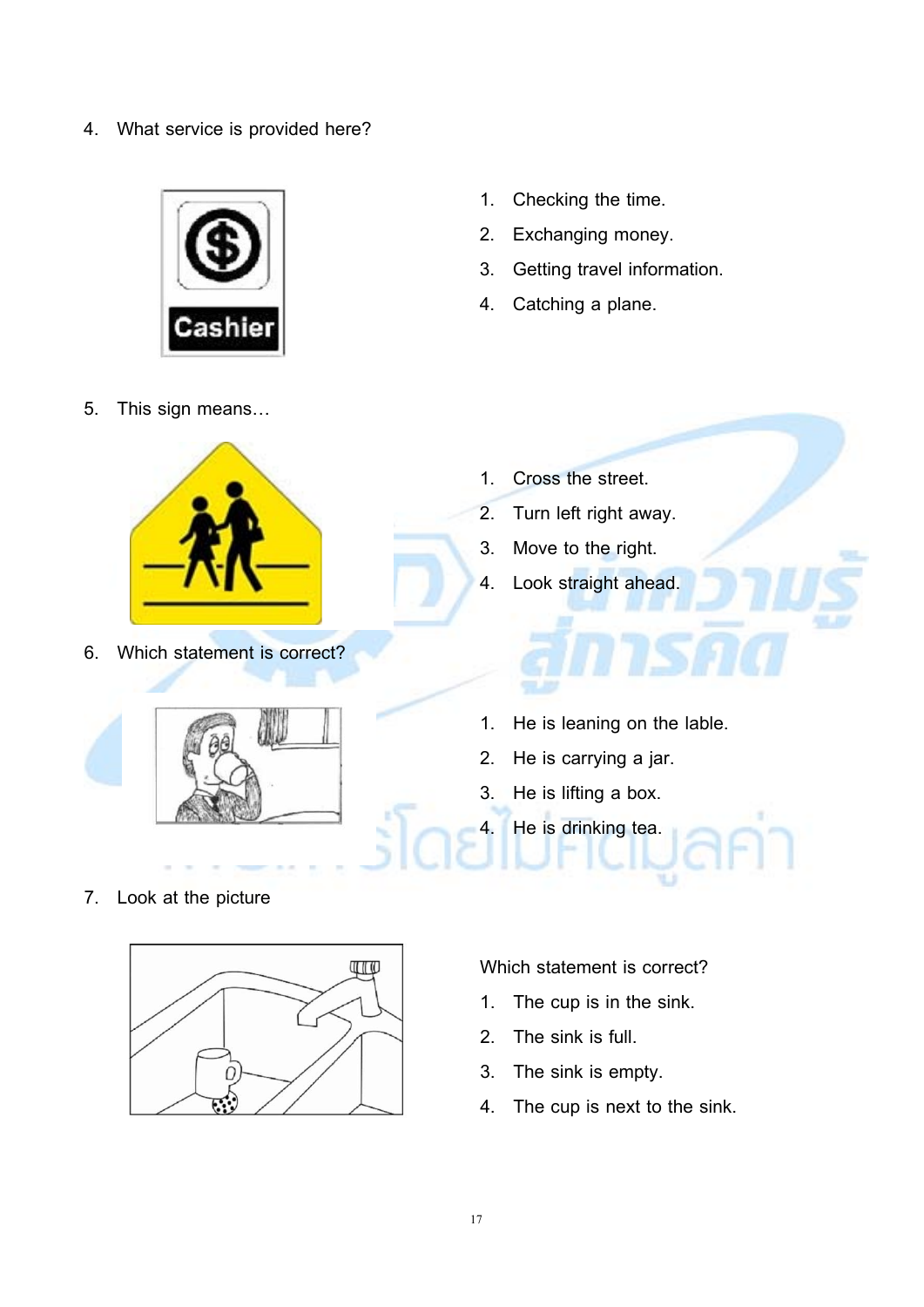4. What service is provided here?

1. Checking the time.
2. Exchanging money.
3. Getting travel information.
4. Catching a plane.

5. This sign means…

1. Cross the street.
2. Turn left right away.
3. Move to the right.
4. Look straight ahead.

6. Which statement is correct?

1. He is leaning on the lable.
2. He is carrying a jar.
3. He is lifting a box.
4. He is drinking tea.

7. Look at the picture

Which statement is correct?

1. The cup is in the sink.
2. The sink is full.
3. The sink is empty.
4. The cup is next to the sink.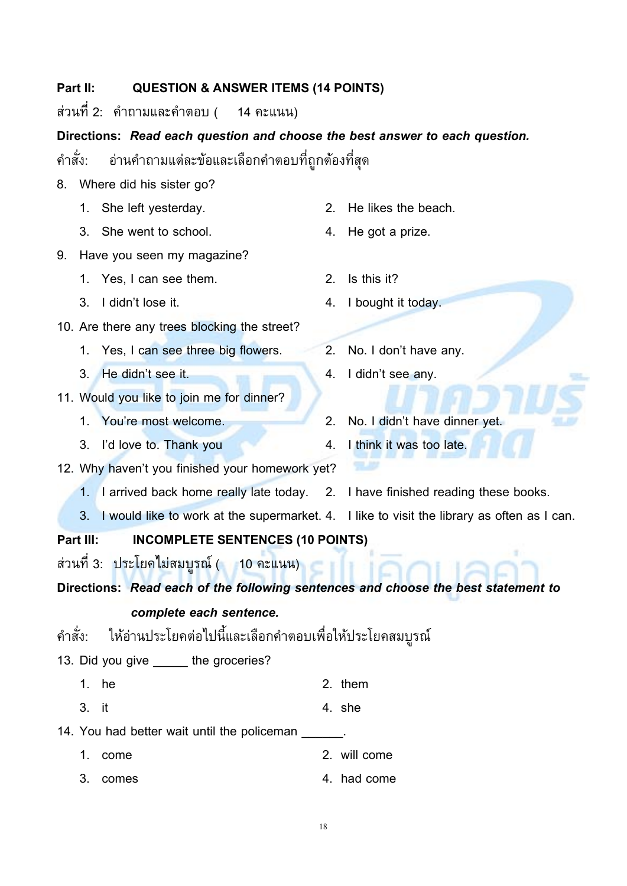**Part II: QUESTION & ANSWER ITEMS (14 POINTS)**

ส่วนที่ 2: คำถามและคำตอบ ( 14 คะแนน)

**Directions:** ***Read each question and choose the best answer to each question.***

คำสั่ง: อ่านคำถามแต่ละข้อและเลือกคำตอบที่ถูกต้องที่สุด

8. Where did his sister go?
   1. She left yesterday.
   2. He likes the beach.
   3. She went to school.
   4. He got a prize.

9. Have you seen my magazine?
   1. Yes, I can see them.
   2. Is this it?
   3. I didn't lose it.
   4. I bought it today.

10. Are there any trees blocking the street?
    1. Yes, I can see three big flowers.
    2. No. I don't have any.
    3. He didn't see it.
    4. I didn't see any.

11. Would you like to join me for dinner?
    1. You're most welcome.
    2. No. I didn't have dinner yet.
    3. I'd love to. Thank you
    4. I think it was too late.

12. Why haven't you finished your homework yet?
    1. I arrived back home really late today.
    2. I have finished reading these books.
    3. I would like to work at the supermarket.
    4. I like to visit the library as often as I can.

**Part III: INCOMPLETE SENTENCES (10 POINTS)**

ส่วนที่ 3: ประโยคไม่สมบูรณ์ ( 10 คะแนน)

**Directions:** ***Read each of the following sentences and choose the best statement to complete each sentence.***

คำสั่ง: ให้อ่านประโยคต่อไปนี้และเลือกคำตอบเพื่อให้ประโยคสมบูรณ์

13. Did you give _____ the groceries?
    1. he
    2. them
    3. it
    4. she

14. You had better wait until the policeman ______.
    1. come
    2. will come
    3. comes
    4. had come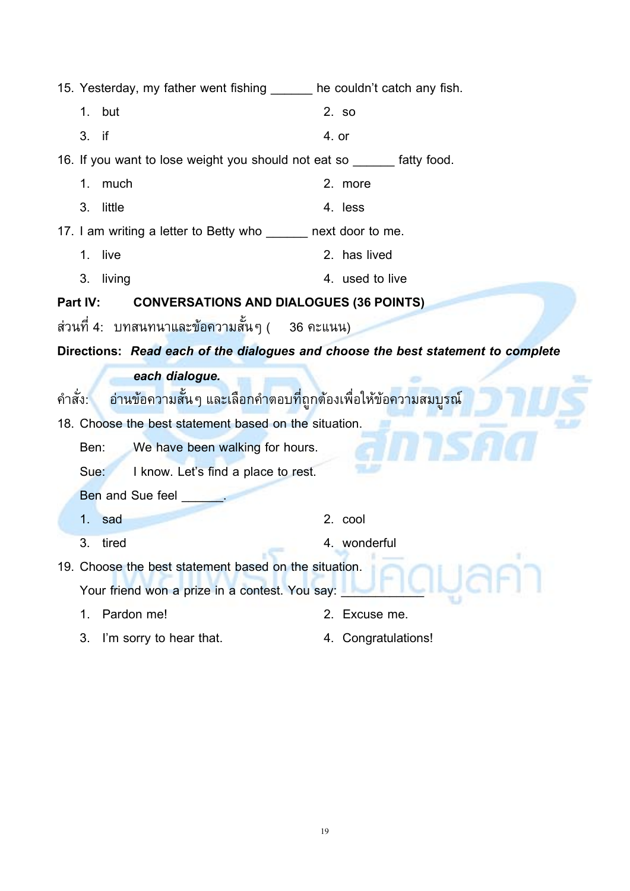15. Yesterday, my father went fishing ______ he couldn't catch any fish.

1. but
2. so
3. if
4. or

16. If you want to lose weight you should not eat so ______ fatty food.

1. much
2. more
3. little
4. less

17. I am writing a letter to Betty who ______ next door to me.

1. live
2. has lived
3. living
4. used to live

**Part IV: CONVERSATIONS AND DIALOGUES (36 POINTS)**

ส่วนที่ 4: บทสนทนาและข้อความสั้นๆ ( 36 คะแนน)

**Directions:** ***Read each of the dialogues and choose the best statement to complete each dialogue.***

คำสั่ง: อ่านข้อความสั้นๆ และเลือกคำตอบที่ถูกต้องเพื่อให้ข้อความสมบูรณ์

18. Choose the best statement based on the situation.

Ben: We have been walking for hours.

Sue: I know. Let's find a place to rest.

Ben and Sue feel ______.

1. sad
2. cool
3. tired
4. wonderful

19. Choose the best statement based on the situation.

Your friend won a prize in a contest. You say: ___________

1. Pardon me!
2. Excuse me.
3. I'm sorry to hear that.
4. Congratulations!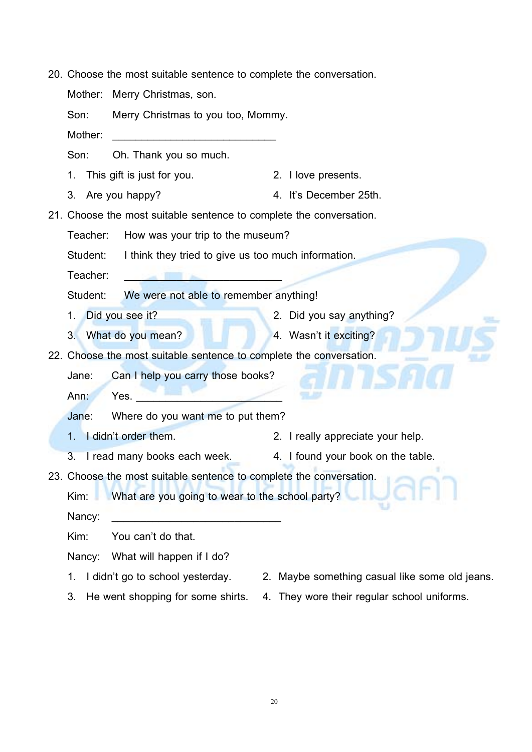20. Choose the most suitable sentence to complete the conversation.

Mother: Merry Christmas, son.

Son: Merry Christmas to you too, Mommy.

Mother: ____________________________

Son: Oh. Thank you so much.

1. This gift is just for you.
2. I love presents.
3. Are you happy?
4. It's December 25th.

21. Choose the most suitable sentence to complete the conversation.

Teacher: How was your trip to the museum?

Student: I think they tried to give us too much information.

Teacher: ____________________________

Student: We were not able to remember anything!

1. Did you see it?
2. Did you say anything?
3. What do you mean?
4. Wasn't it exciting?

22. Choose the most suitable sentence to complete the conversation.

Jane: Can I help you carry those books?

Ann: Yes. ________________________

Jane: Where do you want me to put them?

1. I didn't order them.
2. I really appreciate your help.
3. I read many books each week.
4. I found your book on the table.

23. Choose the most suitable sentence to complete the conversation.

Kim: What are you going to wear to the school party?

Nancy: ____________________________

Kim: You can't do that.

Nancy: What will happen if I do?

1. I didn't go to school yesterday.
2. Maybe something casual like some old jeans.
3. He went shopping for some shirts.
4. They wore their regular school uniforms.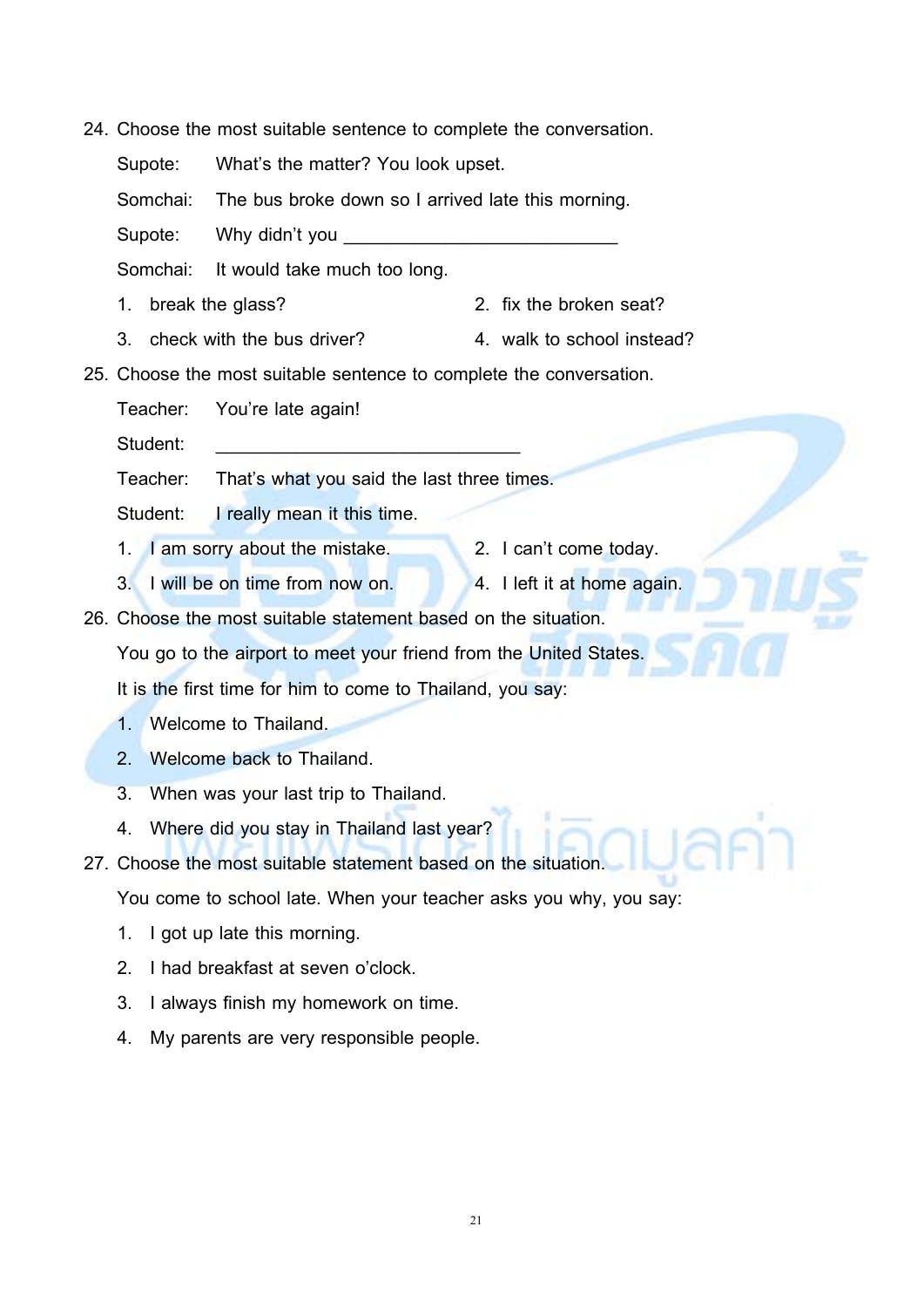24. Choose the most suitable sentence to complete the conversation.

    Supote: What's the matter? You look upset.

    Somchai: The bus broke down so I arrived late this morning.

    Supote: Why didn't you ___________________________

    Somchai: It would take much too long.

    1. break the glass?
    2. fix the broken seat?
    3. check with the bus driver?
    4. walk to school instead?

25. Choose the most suitable sentence to complete the conversation.

    Teacher: You're late again!

    Student: ______________________________

    Teacher: That's what you said the last three times.

    Student: I really mean it this time.

    1. I am sorry about the mistake.
    2. I can't come today.
    3. I will be on time from now on.
    4. I left it at home again.

26. Choose the most suitable statement based on the situation.

    You go to the airport to meet your friend from the United States.

    It is the first time for him to come to Thailand, you say:

    1. Welcome to Thailand.
    2. Welcome back to Thailand.
    3. When was your last trip to Thailand.
    4. Where did you stay in Thailand last year?

27. Choose the most suitable statement based on the situation.

    You come to school late. When your teacher asks you why, you say:

    1. I got up late this morning.
    2. I had breakfast at seven o'clock.
    3. I always finish my homework on time.
    4. My parents are very responsible people.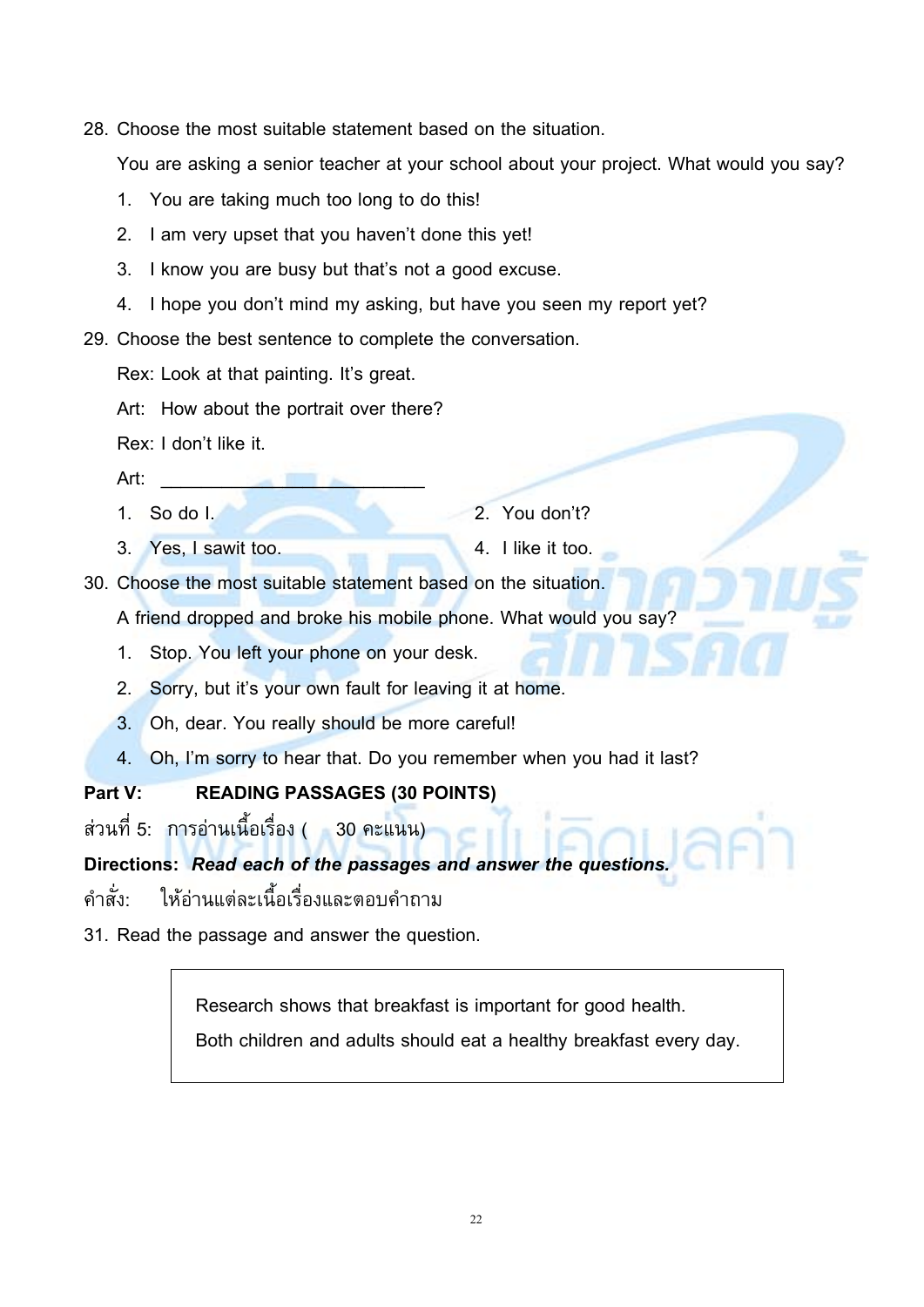28. Choose the most suitable statement based on the situation.

    You are asking a senior teacher at your school about your project. What would you say?

    1. You are taking much too long to do this!
    2. I am very upset that you haven't done this yet!
    3. I know you are busy but that's not a good excuse.
    4. I hope you don't mind my asking, but have you seen my report yet?

29. Choose the best sentence to complete the conversation.

    Rex: Look at that painting. It's great.

    Art: How about the portrait over there?

    Rex: I don't like it.

    Art: ___________________________

    1. So do I.
    2. You don't?
    3. Yes, I sawit too.
    4. I like it too.

30. Choose the most suitable statement based on the situation.

    A friend dropped and broke his mobile phone. What would you say?

    1. Stop. You left your phone on your desk.
    2. Sorry, but it's your own fault for leaving it at home.
    3. Oh, dear. You really should be more careful!
    4. Oh, I'm sorry to hear that. Do you remember when you had it last?

**Part V: READING PASSAGES (30 POINTS)**

ส่วนที่ 5: การอ่านเนื้อเรื่อง ( 30 คะแนน)

**Directions:** ***Read each of the passages and answer the questions.***

คำสั่ง: ให้อ่านแต่ละเนื้อเรื่องและตอบคำถาม

31. Read the passage and answer the question.

> Research shows that breakfast is important for good health.
>
> Both children and adults should eat a healthy breakfast every day.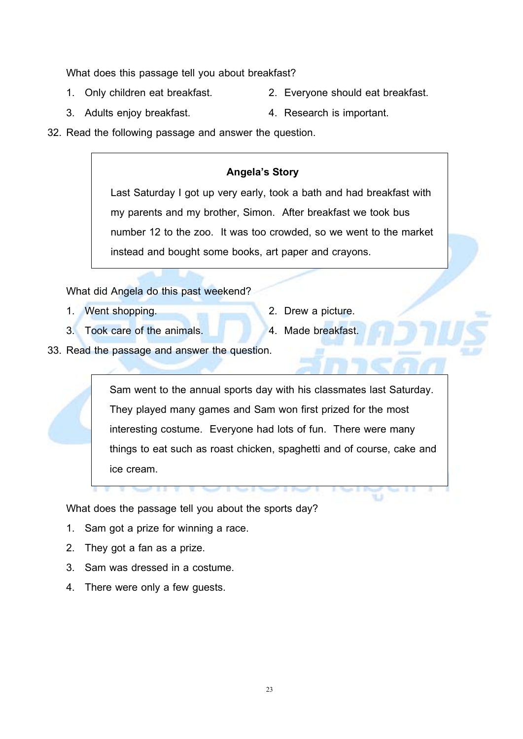What does this passage tell you about breakfast?

1. Only children eat breakfast.
2. Everyone should eat breakfast.
3. Adults enjoy breakfast.
4. Research is important.

32. Read the following passage and answer the question.

> **Angela's Story**
>
> Last Saturday I got up very early, took a bath and had breakfast with my parents and my brother, Simon. After breakfast we took bus number 12 to the zoo. It was too crowded, so we went to the market instead and bought some books, art paper and crayons.

What did Angela do this past weekend?

1. Went shopping.
2. Drew a picture.
3. Took care of the animals.
4. Made breakfast.

33. Read the passage and answer the question.

> Sam went to the annual sports day with his classmates last Saturday. They played many games and Sam won first prized for the most interesting costume. Everyone had lots of fun. There were many things to eat such as roast chicken, spaghetti and of course, cake and ice cream.

What does the passage tell you about the sports day?

1. Sam got a prize for winning a race.
2. They got a fan as a prize.
3. Sam was dressed in a costume.
4. There were only a few guests.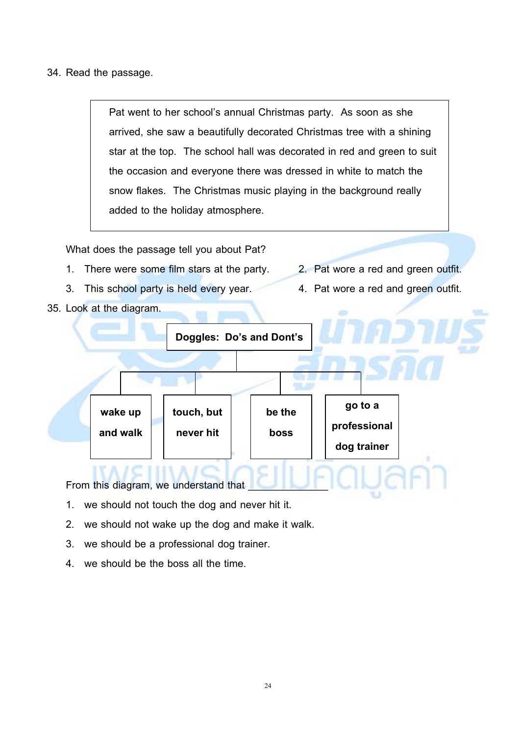34. Read the passage.

> Pat went to her school's annual Christmas party. As soon as she arrived, she saw a beautifully decorated Christmas tree with a shining star at the top. The school hall was decorated in red and green to suit the occasion and everyone there was dressed in white to match the snow flakes. The Christmas music playing in the background really added to the holiday atmosphere.

What does the passage tell you about Pat?

1. There were some film stars at the party.
2. Pat wore a red and green outfit.
3. This school party is held every year.
4. Pat wore a red and green outfit.

35. Look at the diagram.

**Doggles: Do's and Dont's**

- **wake up and walk**
- **touch, but never hit**
- **be the boss**
- **go to a professional dog trainer**

From this diagram, we understand that ____________

1. we should not touch the dog and never hit it.
2. we should not wake up the dog and make it walk.
3. we should be a professional dog trainer.
4. we should be the boss all the time.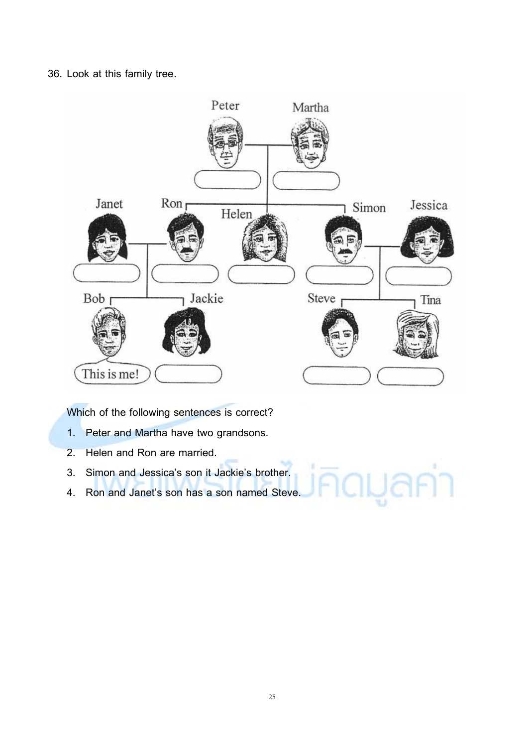36. Look at this family tree.

Which of the following sentences is correct?

1. Peter and Martha have two grandsons.
2. Helen and Ron are married.
3. Simon and Jessica's son it Jackie's brother.
4. Ron and Janet's son has a son named Steve.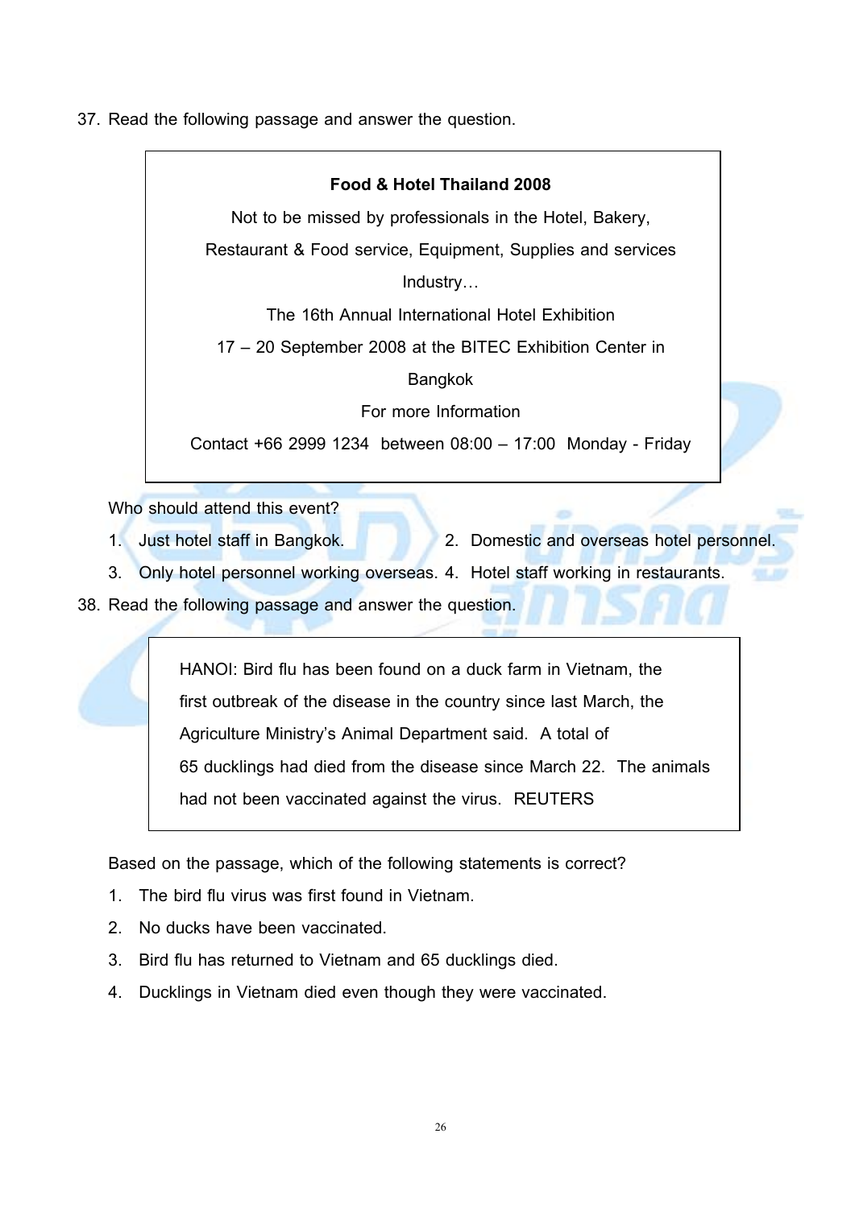37. Read the following passage and answer the question.

> **Food & Hotel Thailand 2008**
>
> Not to be missed by professionals in the Hotel, Bakery, Restaurant & Food service, Equipment, Supplies and services Industry…
>
> The 16th Annual International Hotel Exhibition
>
> 17 – 20 September 2008 at the BITEC Exhibition Center in Bangkok
>
> For more Information
>
> Contact +66 2999 1234 between 08:00 – 17:00 Monday - Friday

Who should attend this event?

1. Just hotel staff in Bangkok.
2. Domestic and overseas hotel personnel.
3. Only hotel personnel working overseas.
4. Hotel staff working in restaurants.

38. Read the following passage and answer the question.

> HANOI: Bird flu has been found on a duck farm in Vietnam, the first outbreak of the disease in the country since last March, the Agriculture Ministry's Animal Department said. A total of 65 ducklings had died from the disease since March 22. The animals had not been vaccinated against the virus. REUTERS

Based on the passage, which of the following statements is correct?

1. The bird flu virus was first found in Vietnam.
2. No ducks have been vaccinated.
3. Bird flu has returned to Vietnam and 65 ducklings died.
4. Ducklings in Vietnam died even though they were vaccinated.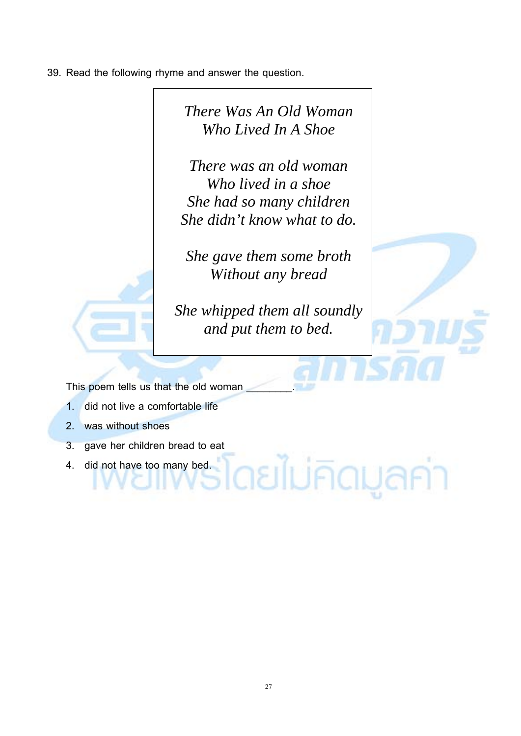39. Read the following rhyme and answer the question.

> *There Was An Old Woman*
> *Who Lived In A Shoe*
>
> *There was an old woman*
> *Who lived in a shoe*
> *She had so many children*
> *She didn't know what to do.*
>
> *She gave them some broth*
> *Without any bread*
>
> *She whipped them all soundly*
> *and put them to bed.*

This poem tells us that the old woman ________.

1. did not live a comfortable life
2. was without shoes
3. gave her children bread to eat
4. did not have too many bed.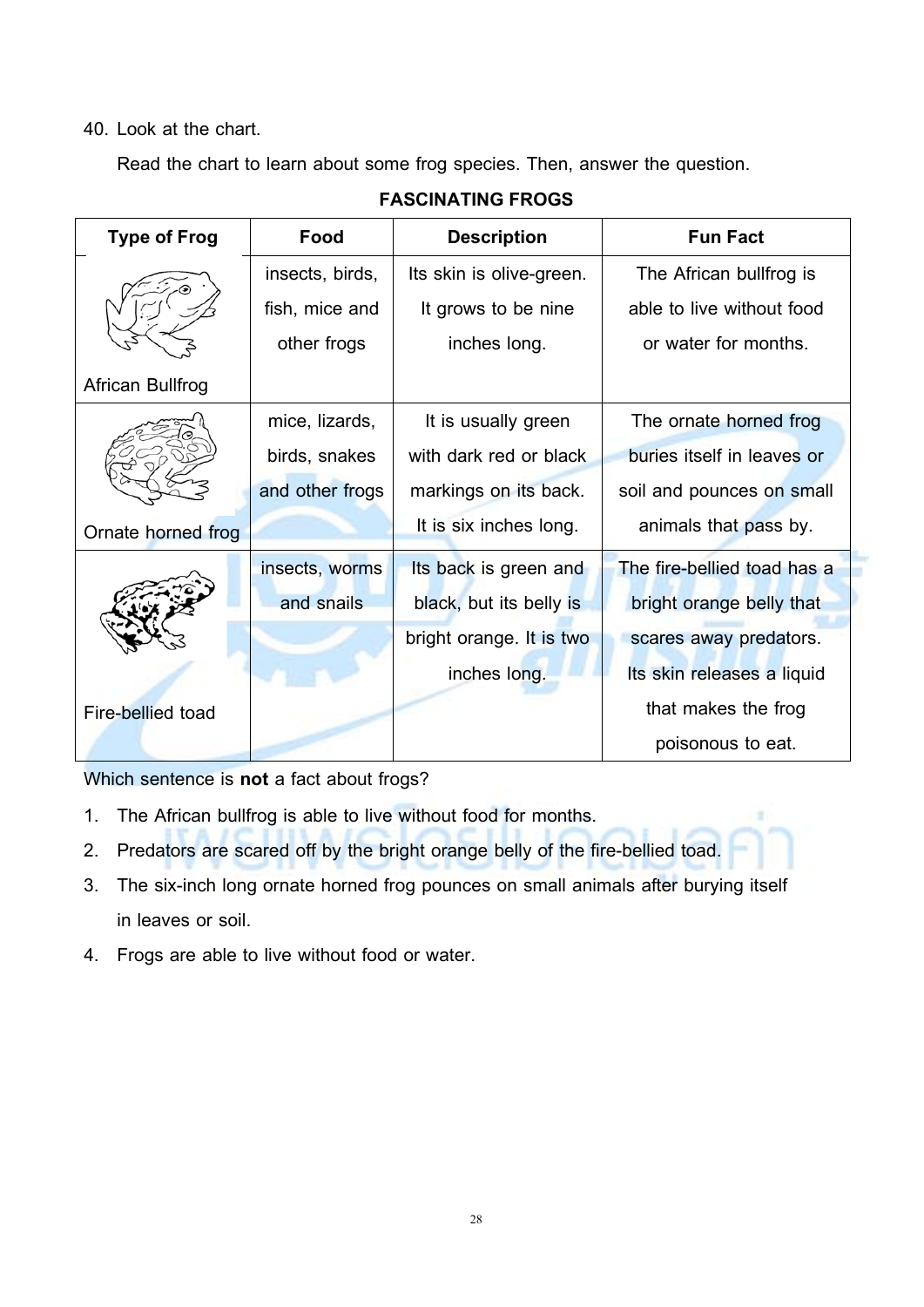40. Look at the chart.

Read the chart to learn about some frog species. Then, answer the question.

**FASCINATING FROGS**

| Type of Frog | Food | Description | Fun Fact |
|---|---|---|---|
| African Bullfrog | insects, birds, fish, mice and other frogs | Its skin is olive-green. It grows to be nine inches long. | The African bullfrog is able to live without food or water for months. |
| Ornate horned frog | mice, lizards, birds, snakes and other frogs | It is usually green with dark red or black markings on its back. It is six inches long. | The ornate horned frog buries itself in leaves or soil and pounces on small animals that pass by. |
| Fire-bellied toad | insects, worms and snails | Its back is green and black, but its belly is bright orange. It is two inches long. | The fire-bellied toad has a bright orange belly that scares away predators. Its skin releases a liquid that makes the frog poisonous to eat. |

Which sentence is **not** a fact about frogs?

1. The African bullfrog is able to live without food for months.
2. Predators are scared off by the bright orange belly of the fire-bellied toad.
3. The six-inch long ornate horned frog pounces on small animals after burying itself in leaves or soil.
4. Frogs are able to live without food or water.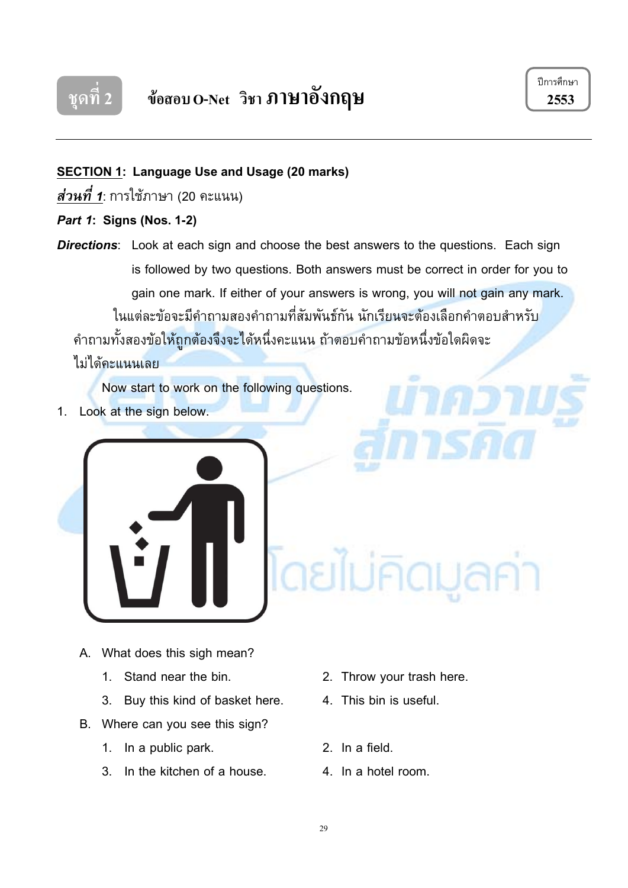ชุดที่ 2 ข้อสอบ O-Net วิชา ภาษาอังกฤษ

ปีการศึกษา 2553

**SECTION 1: Language Use and Usage (20 marks)**

***ส่วนที่ 1***: การใช้ภาษา (20 คะแนน)

***Part 1*: Signs (Nos. 1-2)**

***Directions***: Look at each sign and choose the best answers to the questions. Each sign is followed by two questions. Both answers must be correct in order for you to gain one mark. If either of your answers is wrong, you will not gain any mark.

ในแต่ละข้อจะมีคำถามสองคำถามที่สัมพันธ์กัน นักเรียนจะต้องเลือกคำตอบสำหรับคำถามทั้งสองข้อให้ถูกต้องจึงจะได้หนึ่งคะแนน ถ้าตอบคำถามข้อหนึ่งข้อใดผิดจะไม่ได้คะแนนเลย

Now start to work on the following questions.

1. Look at the sign below.

A. What does this sigh mean?

1. Stand near the bin.
2. Throw your trash here.
3. Buy this kind of basket here.
4. This bin is useful.

B. Where can you see this sign?

1. In a public park.
2. In a field.
3. In the kitchen of a house.
4. In a hotel room.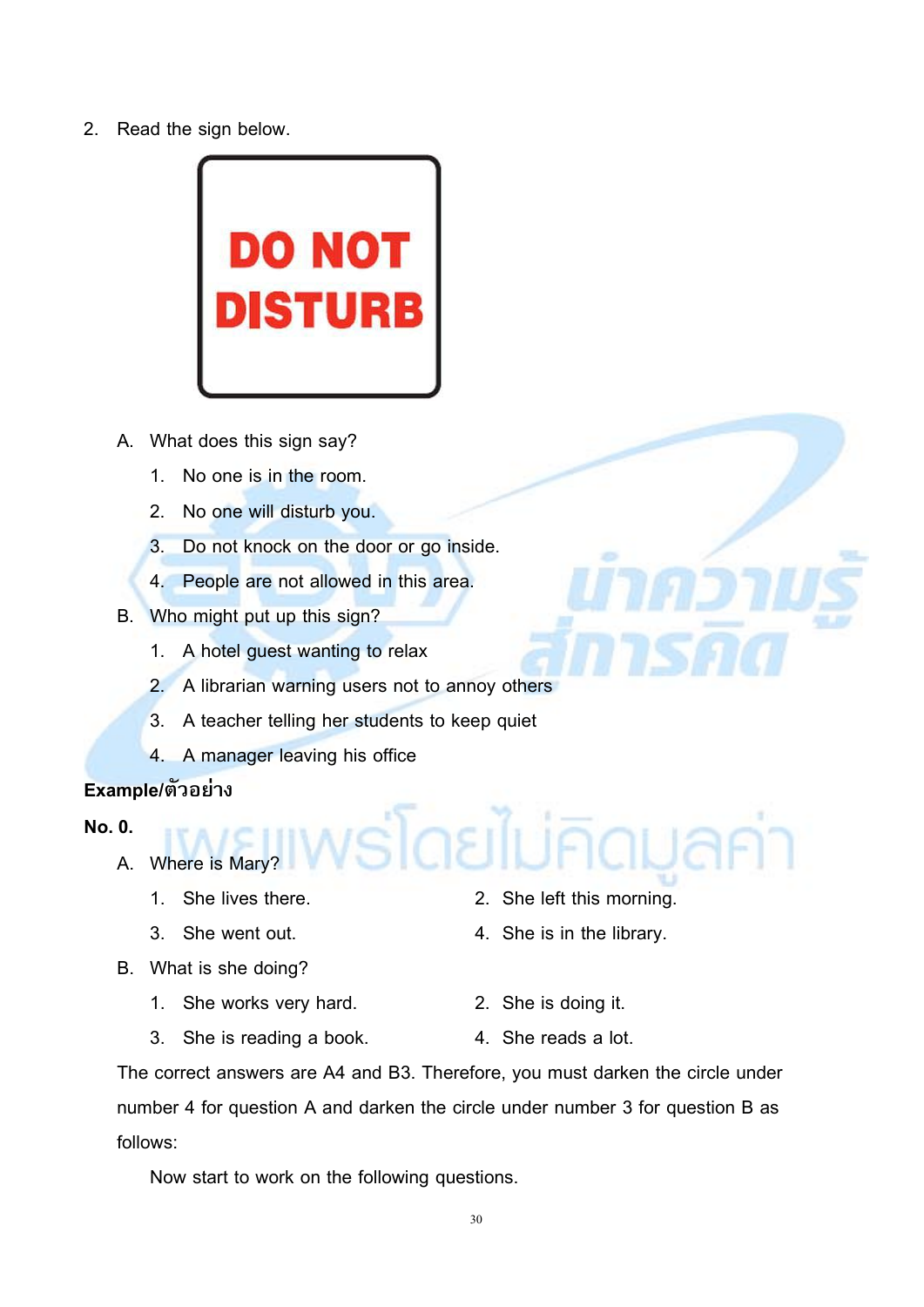2. Read the sign below.

DO NOT DISTURB

A. What does this sign say?

1. No one is in the room.
2. No one will disturb you.
3. Do not knock on the door or go inside.
4. People are not allowed in this area.

B. Who might put up this sign?

1. A hotel guest wanting to relax
2. A librarian warning users not to annoy others
3. A teacher telling her students to keep quiet
4. A manager leaving his office

**Example/ตัวอย่าง**

**No. 0.**

A. Where is Mary?

1. She lives there.
2. She left this morning.
3. She went out.
4. She is in the library.

B. What is she doing?

1. She works very hard.
2. She is doing it.
3. She is reading a book.
4. She reads a lot.

The correct answers are A4 and B3. Therefore, you must darken the circle under number 4 for question A and darken the circle under number 3 for question B as follows:

Now start to work on the following questions.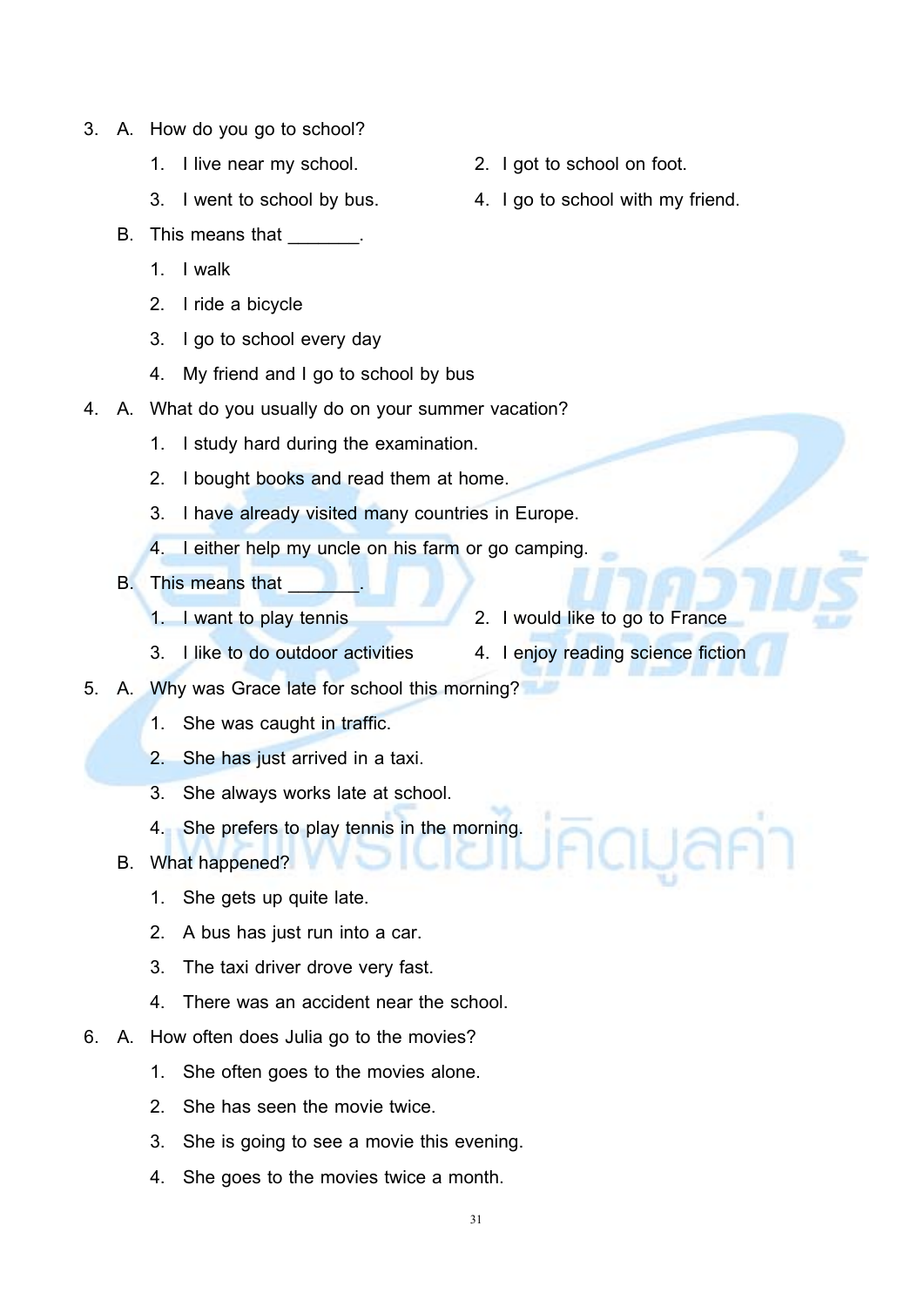3. A. How do you go to school?

   1. I live near my school.
   2. I got to school on foot.
   3. I went to school by bus.
   4. I go to school with my friend.

   B. This means that _______.

   1. I walk
   2. I ride a bicycle
   3. I go to school every day
   4. My friend and I go to school by bus

4. A. What do you usually do on your summer vacation?

   1. I study hard during the examination.
   2. I bought books and read them at home.
   3. I have already visited many countries in Europe.
   4. I either help my uncle on his farm or go camping.

   B. This means that _______.

   1. I want to play tennis
   2. I would like to go to France
   3. I like to do outdoor activities
   4. I enjoy reading science fiction

5. A. Why was Grace late for school this morning?

   1. She was caught in traffic.
   2. She has just arrived in a taxi.
   3. She always works late at school.
   4. She prefers to play tennis in the morning.

   B. What happened?

   1. She gets up quite late.
   2. A bus has just run into a car.
   3. The taxi driver drove very fast.
   4. There was an accident near the school.

6. A. How often does Julia go to the movies?

   1. She often goes to the movies alone.
   2. She has seen the movie twice.
   3. She is going to see a movie this evening.
   4. She goes to the movies twice a month.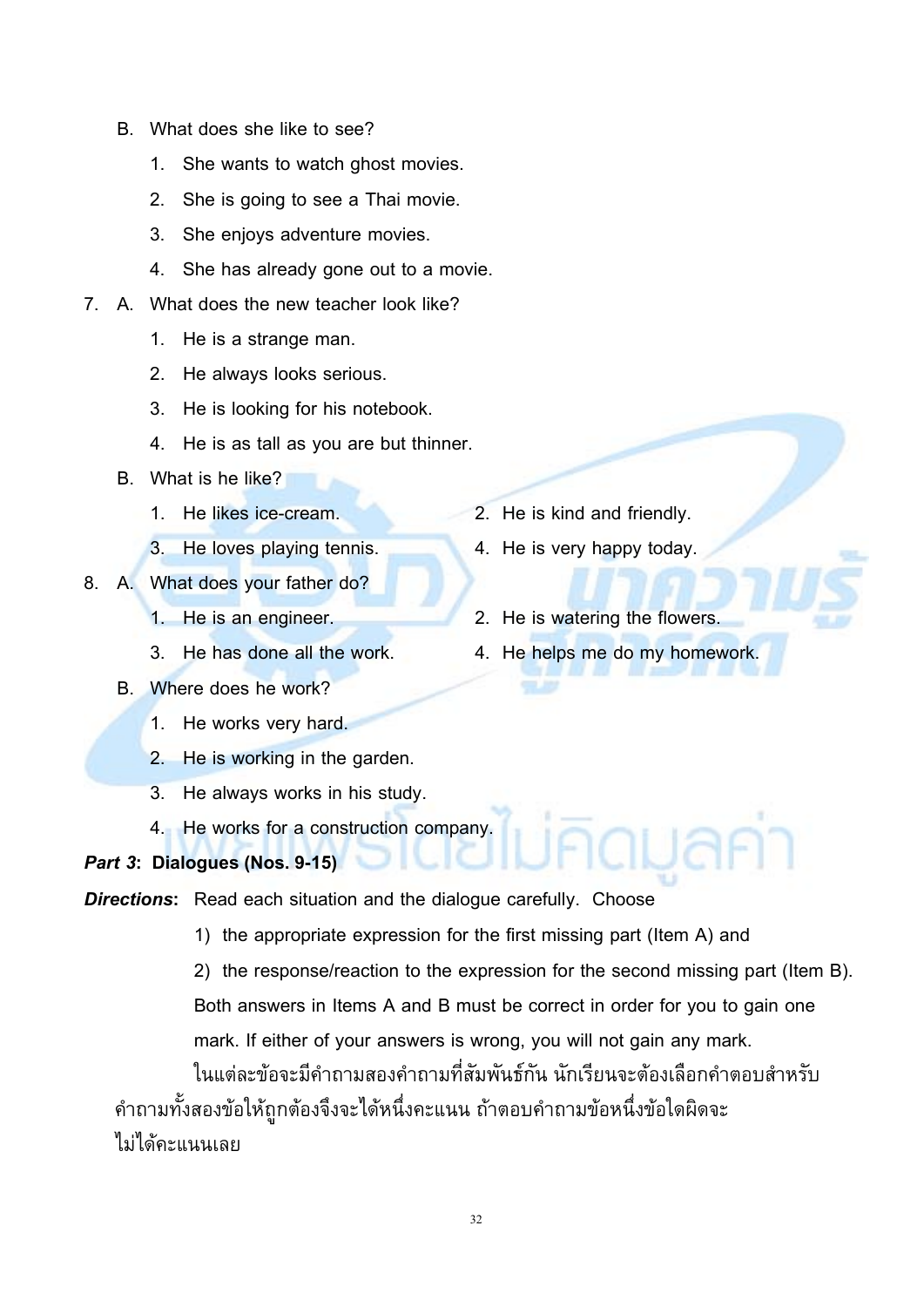B. What does she like to see?

1. She wants to watch ghost movies.
2. She is going to see a Thai movie.
3. She enjoys adventure movies.
4. She has already gone out to a movie.

7. A. What does the new teacher look like?

1. He is a strange man.
2. He always looks serious.
3. He is looking for his notebook.
4. He is as tall as you are but thinner.

B. What is he like?

1. He likes ice-cream.
2. He is kind and friendly.
3. He loves playing tennis.
4. He is very happy today.

8. A. What does your father do?

1. He is an engineer.
2. He is watering the flowers.
3. He has done all the work.
4. He helps me do my homework.

B. Where does he work?

1. He works very hard.
2. He is working in the garden.
3. He always works in his study.
4. He works for a construction company.

***Part 3*: Dialogues (Nos. 9-15)**

***Directions***: Read each situation and the dialogue carefully. Choose

1) the appropriate expression for the first missing part (Item A) and

2) the response/reaction to the expression for the second missing part (Item B).

Both answers in Items A and B must be correct in order for you to gain one mark. If either of your answers is wrong, you will not gain any mark.

ในแต่ละข้อจะมีคำถามสองคำถามที่สัมพันธ์กัน นักเรียนจะต้องเลือกคำตอบสำหรับคำถามทั้งสองข้อให้ถูกต้องจึงจะได้หนึ่งคะแนน ถ้าตอบคำถามข้อหนึ่งข้อใดผิดจะไม่ได้คะแนนเลย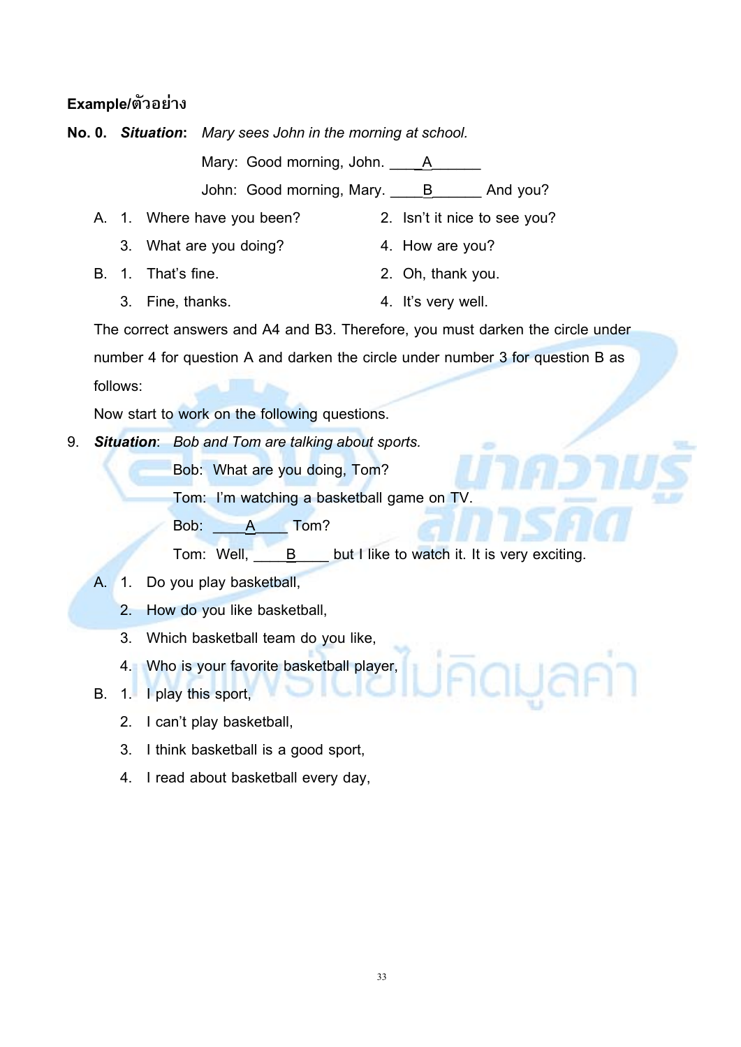**Example/ตัวอย่าง**

**No. 0.** ***Situation***: *Mary sees John in the morning at school.*

Mary: Good morning, John. ____A______

John: Good morning, Mary. ____B______ And you?

A. 1. Where have you been?
   2. Isn't it nice to see you?
   3. What are you doing?
   4. How are you?

B. 1. That's fine.
   2. Oh, thank you.
   3. Fine, thanks.
   4. It's very well.

The correct answers and A4 and B3. Therefore, you must darken the circle under number 4 for question A and darken the circle under number 3 for question B as follows:

Now start to work on the following questions.

9. ***Situation***: *Bob and Tom are talking about sports.*

Bob: What are you doing, Tom?

Tom: I'm watching a basketball game on TV.

Bob: ____A____ Tom?

Tom: Well, ____B____ but I like to watch it. It is very exciting.

A. 1. Do you play basketball,
   2. How do you like basketball,
   3. Which basketball team do you like,
   4. Who is your favorite basketball player,

B. 1. I play this sport,
   2. I can't play basketball,
   3. I think basketball is a good sport,
   4. I read about basketball every day,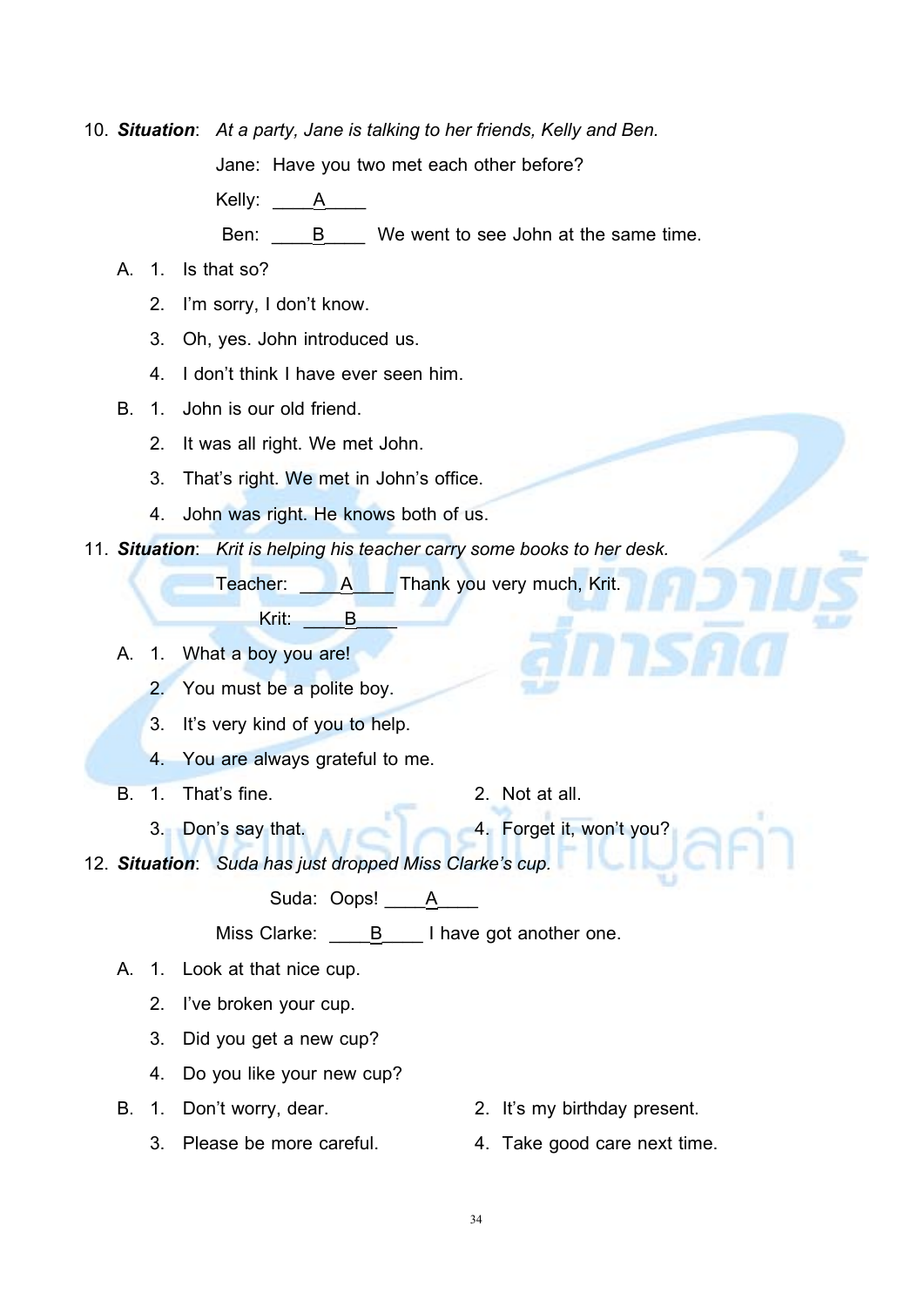10. ***Situation***: *At a party, Jane is talking to her friends, Kelly and Ben.*

Jane: Have you two met each other before?

Kelly: ____A____

Ben: ____B____ We went to see John at the same time.

A. 1. Is that so?
   2. I'm sorry, I don't know.
   3. Oh, yes. John introduced us.
   4. I don't think I have ever seen him.

B. 1. John is our old friend.
   2. It was all right. We met John.
   3. That's right. We met in John's office.
   4. John was right. He knows both of us.

11. ***Situation***: *Krit is helping his teacher carry some books to her desk.*

Teacher: ____A____ Thank you very much, Krit.

Krit: ____B____

A. 1. What a boy you are!
   2. You must be a polite boy.
   3. It's very kind of you to help.
   4. You are always grateful to me.

B. 1. That's fine.
   2. Not at all.
   3. Don's say that.
   4. Forget it, won't you?

12. ***Situation***: *Suda has just dropped Miss Clarke's cup.*

Suda: Oops! ____A____

Miss Clarke: ____B____ I have got another one.

A. 1. Look at that nice cup.
   2. I've broken your cup.
   3. Did you get a new cup?
   4. Do you like your new cup?

B. 1. Don't worry, dear.
   2. It's my birthday present.
   3. Please be more careful.
   4. Take good care next time.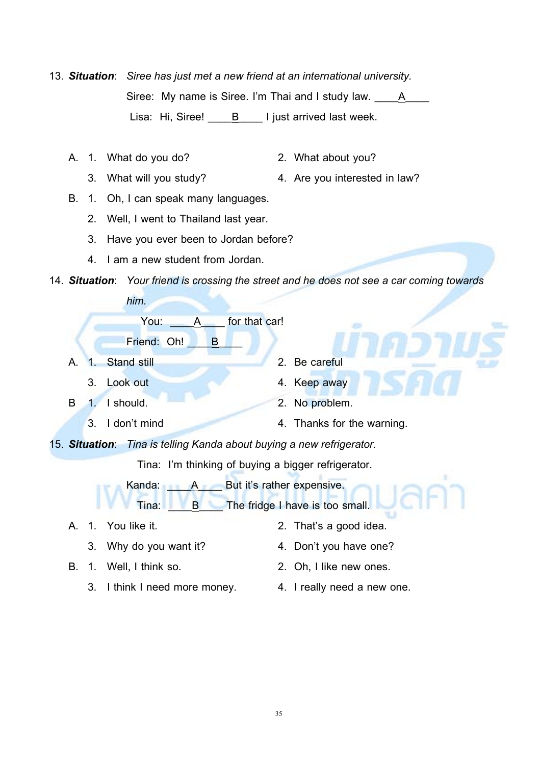13. ***Situation***: *Siree has just met a new friend at an international university.*

Siree: My name is Siree. I'm Thai and I study law. \_\_\_\_A\_\_\_\_

Lisa: Hi, Siree! \_\_\_\_B\_\_\_\_ I just arrived last week.

A. 1. What do you do? 2. What about you?
   3. What will you study? 4. Are you interested in law?

B. 1. Oh, I can speak many languages.
   2. Well, I went to Thailand last year.
   3. Have you ever been to Jordan before?
   4. I am a new student from Jordan.

14. ***Situation***: *Your friend is crossing the street and he does not see a car coming towards him.*

You: \_\_\_\_A\_\_\_\_ for that car!

Friend: Oh! \_\_\_\_B\_\_\_\_

A. 1. Stand still 2. Be careful
   3. Look out 4. Keep away

B 1. I should. 2. No problem.
   3. I don't mind 4. Thanks for the warning.

15. ***Situation***: *Tina is telling Kanda about buying a new refrigerator.*

Tina: I'm thinking of buying a bigger refrigerator.

Kanda: \_\_\_\_A\_\_\_\_ But it's rather expensive.

Tina: \_\_\_\_B\_\_\_\_ The fridge I have is too small.

A. 1. You like it. 2. That's a good idea.
   3. Why do you want it? 4. Don't you have one?

B. 1. Well, I think so. 2. Oh, I like new ones.
   3. I think I need more money. 4. I really need a new one.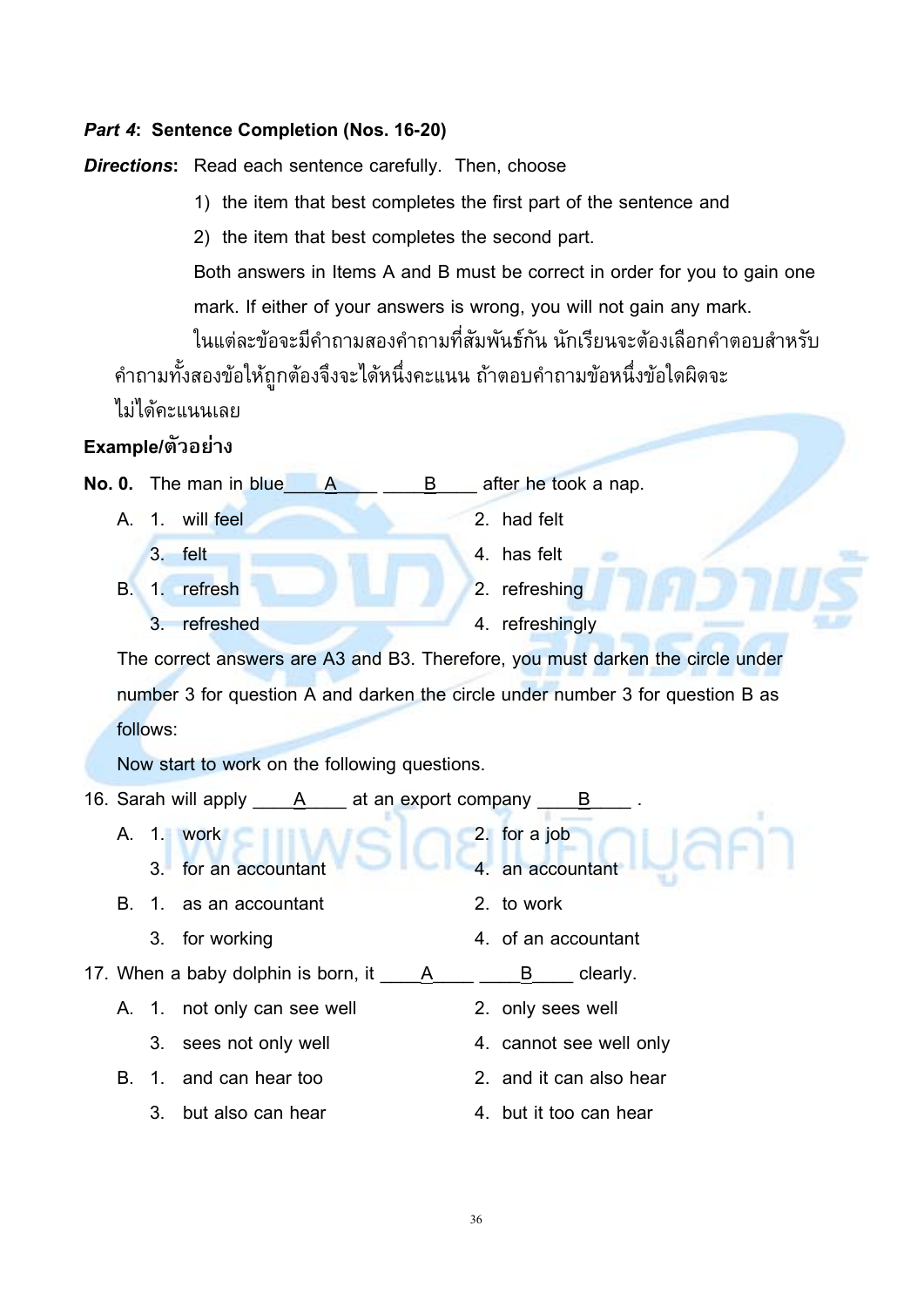***Part 4*: Sentence Completion (Nos. 16-20)**

***Directions*:** Read each sentence carefully. Then, choose

1) the item that best completes the first part of the sentence and
2) the item that best completes the second part.

Both answers in Items A and B must be correct in order for you to gain one mark. If either of your answers is wrong, you will not gain any mark.

ในแต่ละข้อจะมีคำถามสองคำถามที่สัมพันธ์กัน นักเรียนจะต้องเลือกคำตอบสำหรับคำถามทั้งสองข้อให้ถูกต้องจึงจะได้หนึ่งคะแนน ถ้าตอบคำถามข้อหนึ่งข้อใดผิดจะไม่ได้คะแนนเลย

**Example/ตัวอย่าง**

**No. 0.** The man in blue____A____ ____B____ after he took a nap.

A. 1. will feel 2. had felt
3. felt 4. has felt

B. 1. refresh 2. refreshing
3. refreshed 4. refreshingly

The correct answers are A3 and B3. Therefore, you must darken the circle under number 3 for question A and darken the circle under number 3 for question B as follows:

Now start to work on the following questions.

16. Sarah will apply ____A____ at an export company ____B____ .

A. 1. work 2. for a job
3. for an accountant 4. an accountant

B. 1. as an accountant 2. to work
3. for working 4. of an accountant

17. When a baby dolphin is born, it ____A____ ____B____ clearly.

A. 1. not only can see well 2. only sees well
3. sees not only well 4. cannot see well only

B. 1. and can hear too 2. and it can also hear
3. but also can hear 4. but it too can hear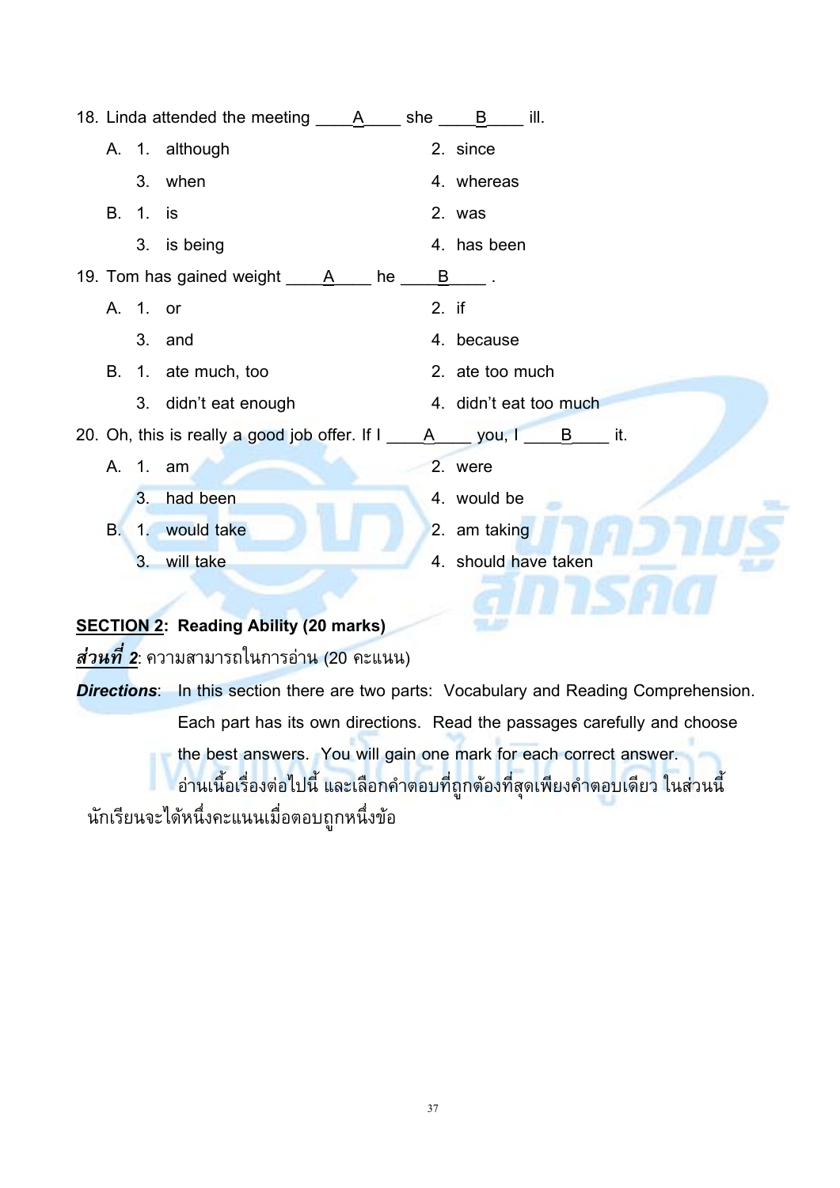18. Linda attended the meeting ____A____ she ____B____ ill.

A. 1. although　　2. since

3. when　　4. whereas

B. 1. is　　2. was

3. is being　　4. has been

19. Tom has gained weight ____A____ he ____B____ .

A. 1. or　　2. if

3. and　　4. because

B. 1. ate much, too　　2. ate too much

3. didn't eat enough　　4. didn't eat too much

20. Oh, this is really a good job offer. If I ____A____ you, I ____B____ it.

A. 1. am　　2. were

3. had been　　4. would be

B. 1. would take　　2. am taking

3. will take　　4. should have taken

**SECTION 2: Reading Ability (20 marks)**

***ส่วนที่ 2***: ความสามารถในการอ่าน (20 คะแนน)

***Directions***: In this section there are two parts: Vocabulary and Reading Comprehension. Each part has its own directions. Read the passages carefully and choose the best answers. You will gain one mark for each correct answer.

อ่านเนื้อเรื่องต่อไปนี้ และเลือกคำตอบที่ถูกต้องที่สุดเพียงคำตอบเดียว ในส่วนนี้นักเรียนจะได้หนึ่งคะแนนเมื่อตอบถูกหนึ่งข้อ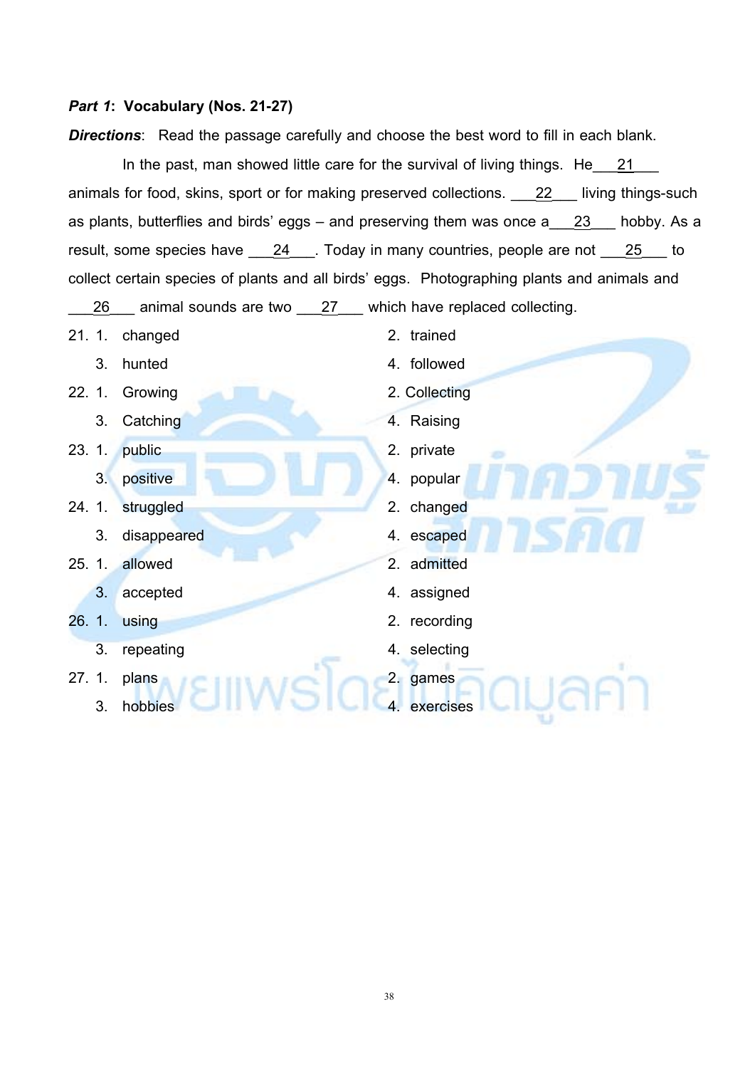***Part 1*: Vocabulary (Nos. 21-27)**

***Directions***: Read the passage carefully and choose the best word to fill in each blank.

In the past, man showed little care for the survival of living things. He___21___ animals for food, skins, sport or for making preserved collections. ___22___ living things-such as plants, butterflies and birds' eggs – and preserving them was once a___23___ hobby. As a result, some species have ___24___. Today in many countries, people are not ___25___ to collect certain species of plants and all birds' eggs. Photographing plants and animals and ___26___ animal sounds are two ___27___ which have replaced collecting.

21. 1. changed 2. trained
    3. hunted 4. followed

22. 1. Growing 2. Collecting
    3. Catching 4. Raising

23. 1. public 2. private
    3. positive 4. popular

24. 1. struggled 2. changed
    3. disappeared 4. escaped

25. 1. allowed 2. admitted
    3. accepted 4. assigned

26. 1. using 2. recording
    3. repeating 4. selecting

27. 1. plans 2. games
    3. hobbies 4. exercises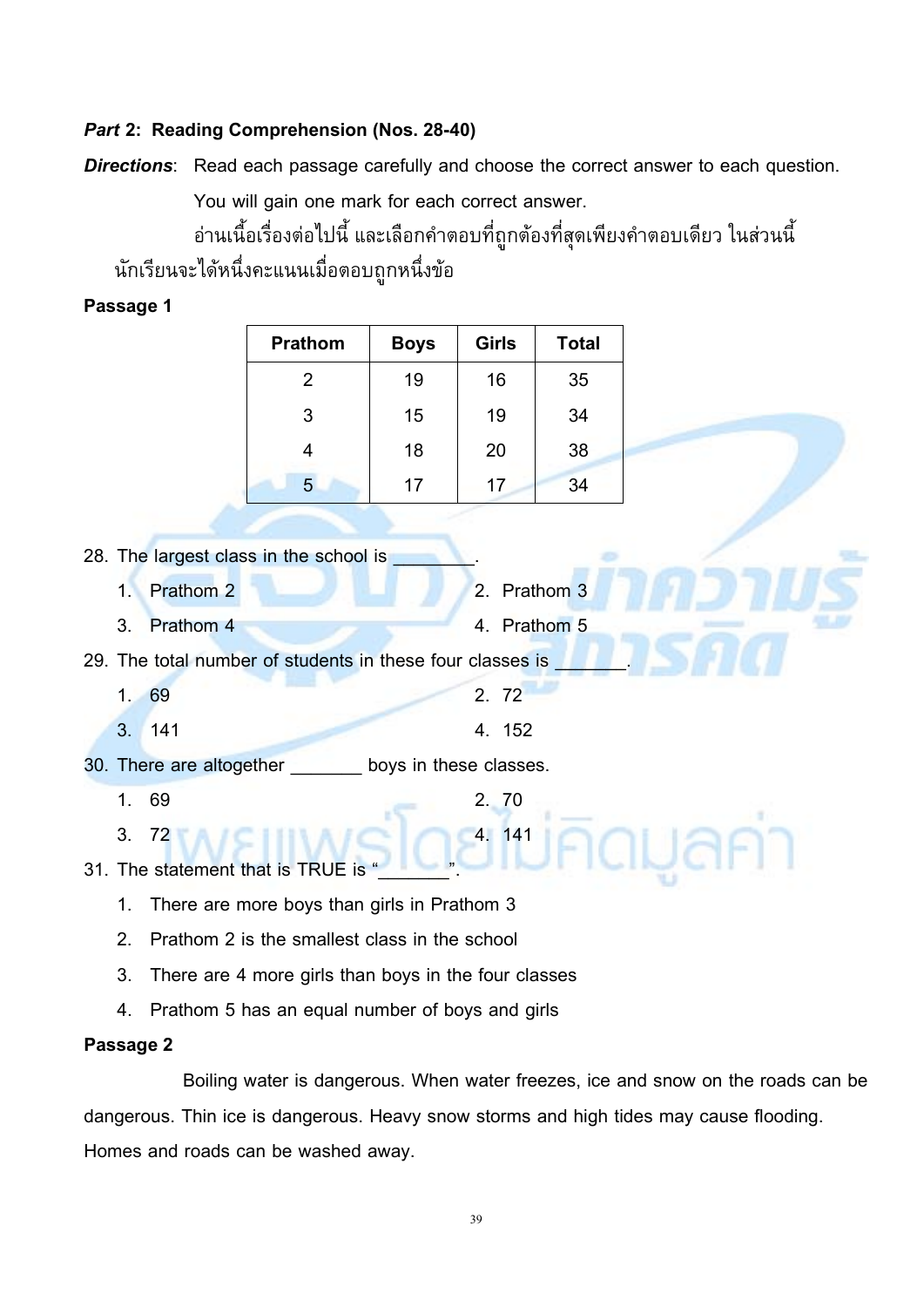***Part* 2: Reading Comprehension (Nos. 28-40)**

***Directions***: Read each passage carefully and choose the correct answer to each question. You will gain one mark for each correct answer.

อ่านเนื้อเรื่องต่อไปนี้ และเลือกคำตอบที่ถูกต้องที่สุดเพียงคำตอบเดียว ในส่วนนี้นักเรียนจะได้หนึ่งคะแนนเมื่อตอบถูกหนึ่งข้อ

**Passage 1**

| Prathom | Boys | Girls | Total |
|---|---|---|---|
| 2 | 19 | 16 | 35 |
| 3 | 15 | 19 | 34 |
| 4 | 18 | 20 | 38 |
| 5 | 17 | 17 | 34 |

28. The largest class in the school is ________.
    1. Prathom 2
    2. Prathom 3
    3. Prathom 4
    4. Prathom 5

29. The total number of students in these four classes is _______.
    1. 69
    2. 72
    3. 141
    4. 152

30. There are altogether _______ boys in these classes.
    1. 69
    2. 70
    3. 72
    4. 141

31. The statement that is TRUE is "_______".
    1. There are more boys than girls in Prathom 3
    2. Prathom 2 is the smallest class in the school
    3. There are 4 more girls than boys in the four classes
    4. Prathom 5 has an equal number of boys and girls

**Passage 2**

Boiling water is dangerous. When water freezes, ice and snow on the roads can be dangerous. Thin ice is dangerous. Heavy snow storms and high tides may cause flooding. Homes and roads can be washed away.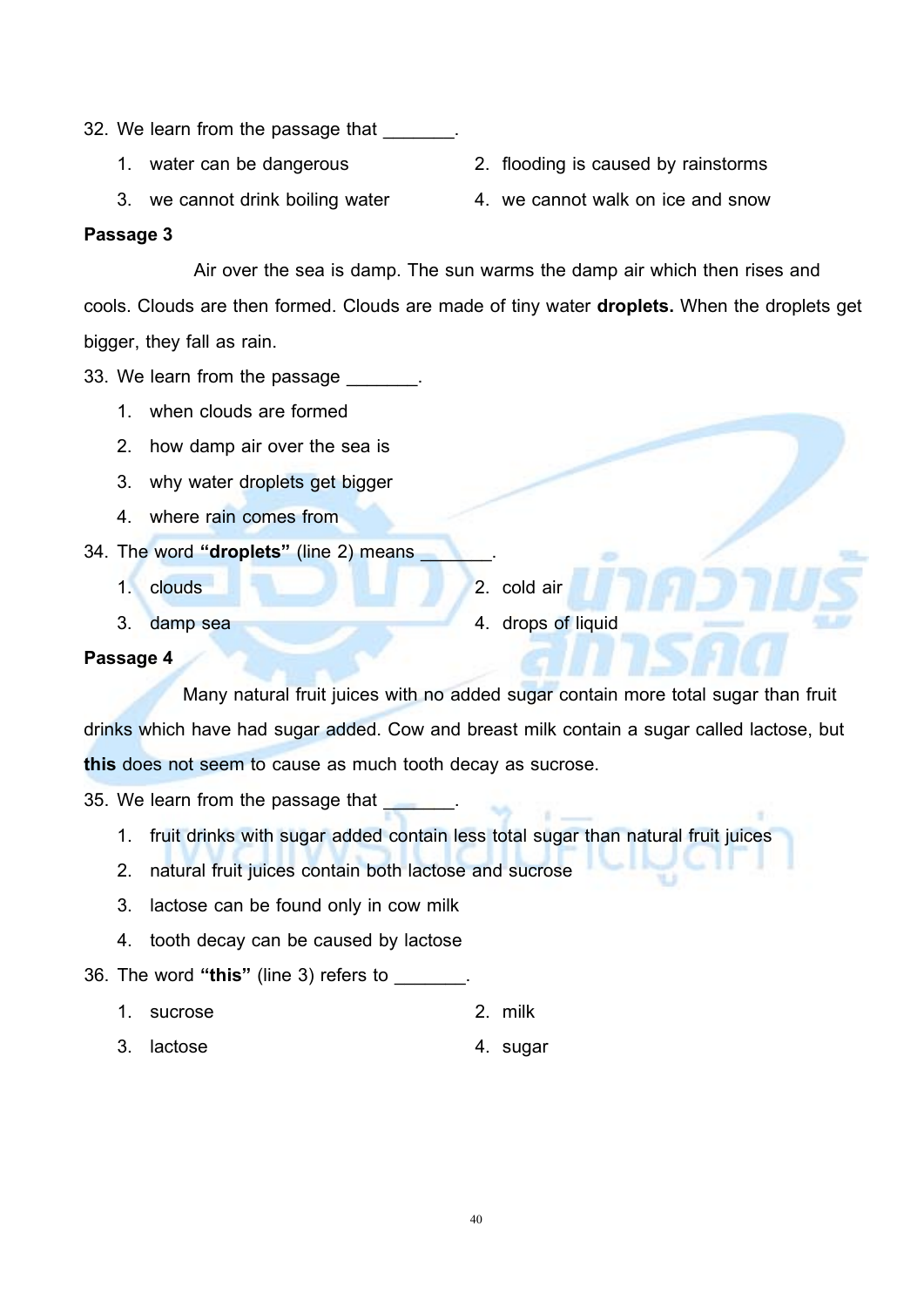32. We learn from the passage that _______.

   1. water can be dangerous
   2. flooding is caused by rainstorms
   3. we cannot drink boiling water
   4. we cannot walk on ice and snow

**Passage 3**

Air over the sea is damp. The sun warms the damp air which then rises and cools. Clouds are then formed. Clouds are made of tiny water **droplets.** When the droplets get bigger, they fall as rain.

33. We learn from the passage _______.

   1. when clouds are formed
   2. how damp air over the sea is
   3. why water droplets get bigger
   4. where rain comes from

34. The word **"droplets"** (line 2) means _______.

   1. clouds
   2. cold air
   3. damp sea
   4. drops of liquid

**Passage 4**

Many natural fruit juices with no added sugar contain more total sugar than fruit drinks which have had sugar added. Cow and breast milk contain a sugar called lactose, but **this** does not seem to cause as much tooth decay as sucrose.

35. We learn from the passage that _______.

   1. fruit drinks with sugar added contain less total sugar than natural fruit juices
   2. natural fruit juices contain both lactose and sucrose
   3. lactose can be found only in cow milk
   4. tooth decay can be caused by lactose

36. The word **"this"** (line 3) refers to _______.

   1. sucrose
   2. milk
   3. lactose
   4. sugar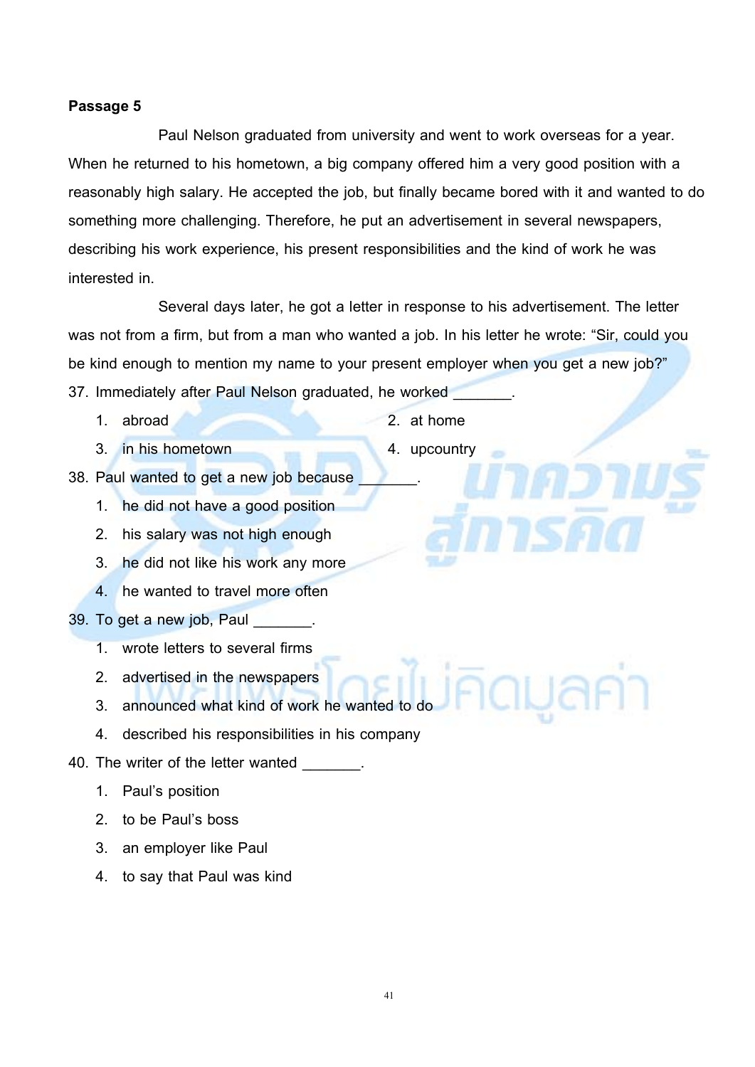**Passage 5**

Paul Nelson graduated from university and went to work overseas for a year. When he returned to his hometown, a big company offered him a very good position with a reasonably high salary. He accepted the job, but finally became bored with it and wanted to do something more challenging. Therefore, he put an advertisement in several newspapers, describing his work experience, his present responsibilities and the kind of work he was interested in.

Several days later, he got a letter in response to his advertisement. The letter was not from a firm, but from a man who wanted a job. In his letter he wrote: "Sir, could you be kind enough to mention my name to your present employer when you get a new job?"

37. Immediately after Paul Nelson graduated, he worked _______.
    1. abroad
    2. at home
    3. in his hometown
    4. upcountry

38. Paul wanted to get a new job because _______.
    1. he did not have a good position
    2. his salary was not high enough
    3. he did not like his work any more
    4. he wanted to travel more often

39. To get a new job, Paul _______.
    1. wrote letters to several firms
    2. advertised in the newspapers
    3. announced what kind of work he wanted to do
    4. described his responsibilities in his company

40. The writer of the letter wanted _______.
    1. Paul's position
    2. to be Paul's boss
    3. an employer like Paul
    4. to say that Paul was kind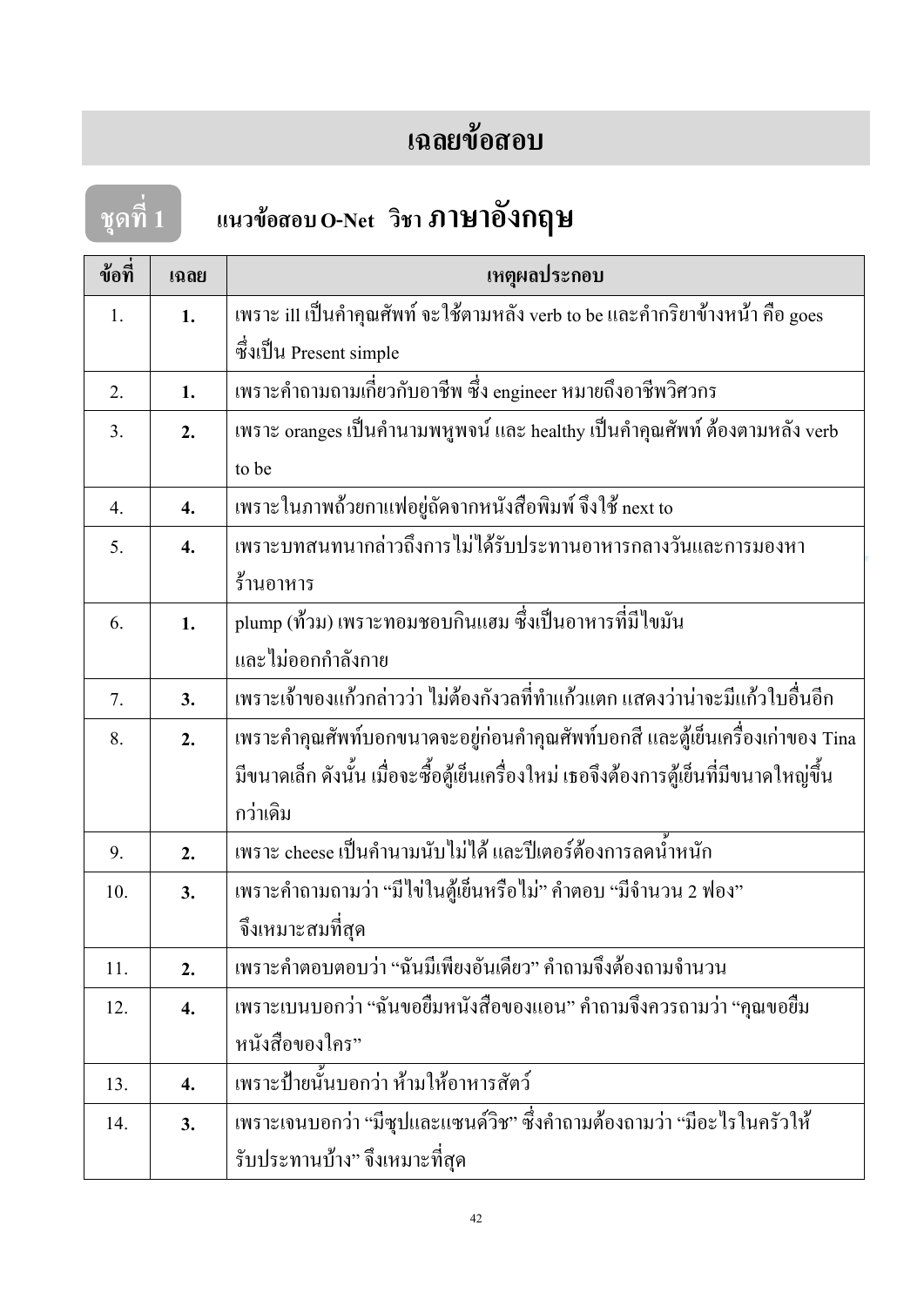# เฉลยข้อสอบ

## ชุดที่ 1 แนวข้อสอบ O-Net วิชา ภาษาอังกฤษ

| ข้อที่ | เฉลย | เหตุผลประกอบ |
|---|---|---|
| 1. | **1.** | เพราะ ill เป็นคำคุณศัพท์ จะใช้ตามหลัง verb to be และคำกริยาข้างหน้า คือ goes ซึ่งเป็น Present simple |
| 2. | **1.** | เพราะคำถามถามเกี่ยวกับอาชีพ ซึ่ง engineer หมายถึงอาชีพวิศวกร |
| 3. | **2.** | เพราะ oranges เป็นคำนามพหูพจน์ และ healthy เป็นคำคุณศัพท์ ต้องตามหลัง verb to be |
| 4. | **4.** | เพราะในภาพถ้วยกาแฟอยู่ถัดจากหนังสือพิมพ์ จึงใช้ next to |
| 5. | **4.** | เพราะบทสนทนากล่าวถึงการไม่ได้รับประทานอาหารกลางวันและการมองหาร้านอาหาร |
| 6. | **1.** | plump (ท้วม) เพราะทอมชอบกินแฮม ซึ่งเป็นอาหารที่มีไขมัน และไม่ออกกำลังกาย |
| 7. | **3.** | เพราะเจ้าของแก้วกล่าวว่า ไม่ต้องกังวลที่ทำแก้วแตก แสดงว่าน่าจะมีแก้วใบอื่นอีก |
| 8. | **2.** | เพราะคำคุณศัพท์บอกขนาดจะอยู่ก่อนคำคุณศัพท์บอกสี และตู้เย็นเครื่องเก่าของ Tina มีขนาดเล็ก ดังนั้น เมื่อจะซื้อตู้เย็นเครื่องใหม่ เธอจึงต้องการตู้เย็นที่มีขนาดใหญ่ขึ้นกว่าเดิม |
| 9. | **2.** | เพราะ cheese เป็นคำนามนับไม่ได้ และปีเตอร์ต้องการลดน้ำหนัก |
| 10. | **3.** | เพราะคำถามถามว่า "มีไข่ในตู้เย็นหรือไม่" คำตอบ "มีจำนวน 2 ฟอง" จึงเหมาะสมที่สุด |
| 11. | **2.** | เพราะคำตอบตอบว่า "ฉันมีเพียงอันเดียว" คำถามจึงต้องถามจำนวน |
| 12. | **4.** | เพราะเบนบอกว่า "ฉันขอยืมหนังสือของแอน" คำถามจึงควรถามว่า "คุณขอยืมหนังสือของใคร" |
| 13. | **4.** | เพราะป้ายนั้นบอกว่า ห้ามให้อาหารสัตว์ |
| 14. | **3.** | เพราะเจนบอกว่า "มีซุปและแซนด์วิช" ซึ่งคำถามต้องถามว่า "มีอะไรในครัวให้รับประทานบ้าง" จึงเหมาะสมที่สุด |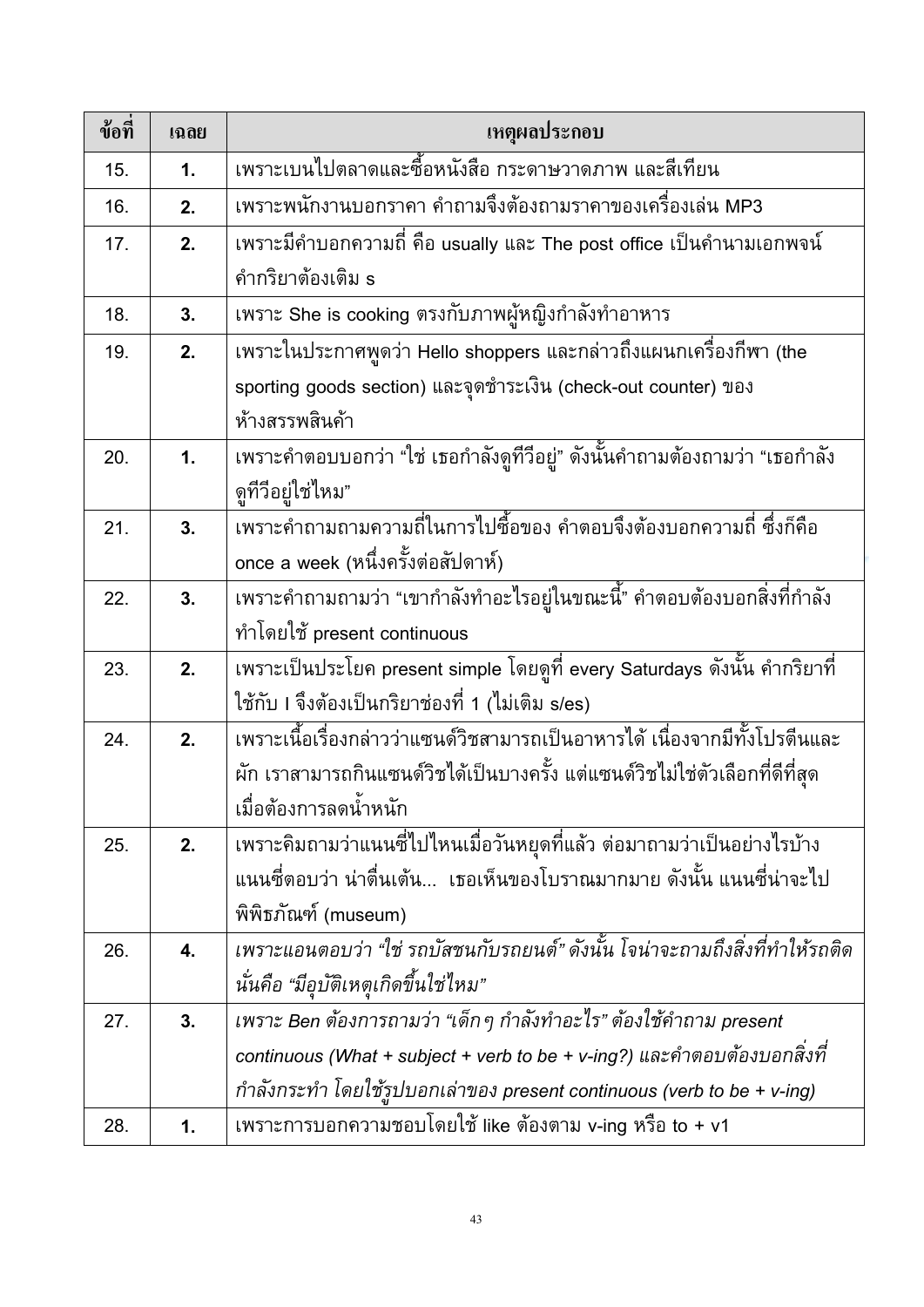| ข้อที่ | เฉลย | เหตุผลประกอบ |
|---|---|---|
| 15. | **1.** | เพราะเบนไปตลาดและซื้อหนังสือ กระดาษวาดภาพ และสีเทียน |
| 16. | **2.** | เพราะพนักงานบอกราคา คำถามจึงต้องถามราคาของเครื่องเล่น MP3 |
| 17. | **2.** | เพราะมีคำบอกความถี่ คือ usually และ The post office เป็นคำนามเอกพจน์ คำกริยาต้องเติม s |
| 18. | **3.** | เพราะ She is cooking ตรงกับภาพผู้หญิงกำลังทำอาหาร |
| 19. | **2.** | เพราะในประกาศพูดว่า Hello shoppers และกล่าวถึงแผนกเครื่องกีฬา (the sporting goods section) และจุดชำระเงิน (check-out counter) ของห้างสรรพสินค้า |
| 20. | **1.** | เพราะคำตอบบอกว่า "ใช่ เธอกำลังดูทีวีอยู่" ดังนั้นคำถามต้องถามว่า "เธอกำลังดูทีวีอยู่ใช่ไหม" |
| 21. | **3.** | เพราะคำถามถามความถี่ในการไปซื้อของ คำตอบจึงต้องบอกความถี่ ซึ่งก็คือ once a week (หนึ่งครั้งต่อสัปดาห์) |
| 22. | **3.** | เพราะคำถามถามว่า "เขากำลังทำอะไรอยู่ในขณะนี้" คำตอบต้องบอกสิ่งที่กำลังทำโดยใช้ present continuous |
| 23. | **2.** | เพราะเป็นประโยค present simple โดยดูที่ every Saturdays ดังนั้น คำกริยาที่ใช้กับ I จึงต้องเป็นกริยาช่องที่ 1 (ไม่เติม s/es) |
| 24. | **2.** | เพราะเนื้อเรื่องกล่าวว่าแซนด์วิชสามารถเป็นอาหารได้ เนื่องจากมีทั้งโปรตีนและผัก เราสามารถกินแซนด์วิชได้เป็นบางครั้ง แต่แซนด์วิชไม่ใช่ตัวเลือกที่ดีที่สุดเมื่อต้องการลดน้ำหนัก |
| 25. | **2.** | เพราะคิมถามว่าแนนซี่ไปไหนเมื่อวันหยุดที่แล้ว ต่อมาถามว่าเป็นอย่างไรบ้าง แนนซี่ตอบว่า น่าตื่นเต้น... เธอเห็นของโบราณมากมาย ดังนั้น แนนซี่น่าจะไปพิพิธภัณฑ์ (museum) |
| 26. | **4.** | *เพราะแอนตอบว่า "ใช่ รถบัสชนกับรถยนต์" ดังนั้น โจน่าจะถามถึงสิ่งที่ทำให้รถติด นั่นคือ "มีอุบัติเหตุเกิดขึ้นใช่ไหม"* |
| 27. | **3.** | *เพราะ Ben ต้องการถามว่า "เด็กๆ กำลังทำอะไร" ต้องใช้คำถาม present continuous (What + subject + verb to be + v-ing?) และคำตอบต้องบอกสิ่งที่กำลังกระทำ โดยใช้รูปบอกเล่าของ present continuous (verb to be + v-ing)* |
| 28. | **1.** | เพราะการบอกความชอบโดยใช้ like ต้องตาม v-ing หรือ to + v1 |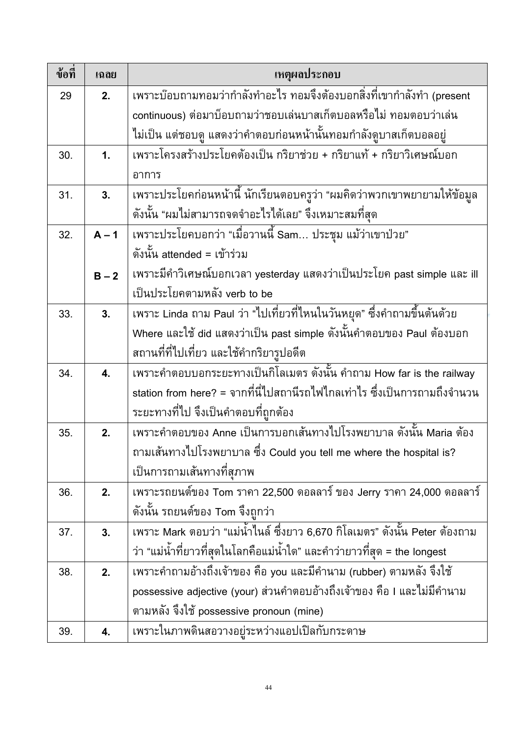| ข้อที่ | เฉลย | เหตุผลประกอบ |
|---|---|---|
| 29 | **2.** | เพราะบ๊อบถามทอมว่ากำลังทำอะไร ทอมจึงต้องบอกสิ่งที่เขากำลังทำ (present continuous) ต่อมาบ๊อบถามว่าชอบเล่นบาสเก็ตบอลหรือไม่ ทอมตอบว่าเล่นไม่เป็น แต่ชอบดู แสดงว่าคำตอบก่อนหน้านั้นทอมกำลังดูบาสเก็ตบอลอยู่ |
| 30. | **1.** | เพราะโครงสร้างประโยคต้องเป็น กริยาช่วย + กริยาแท้ + กริยาวิเศษณ์บอกอาการ |
| 31. | **3.** | เพราะประโยคก่อนหน้านี้ นักเรียนตอบครูว่า "ผมคิดว่าพวกเขาพยายามให้ข้อมูล ดังนั้น "ผมไม่สามารถจดจำอะไรได้เลย" จึงเหมาะสมที่สุด |
| 32. | **A – 1** | เพราะประโยคบอกว่า "เมื่อวานนี้ Sam… ประชุม แม้ว่าเขาป่วย" ดังนั้น attended = เข้าร่วม |
| | **B – 2** | เพราะมีคำวิเศษณ์บอกเวลา yesterday แสดงว่าเป็นประโยค past simple และ ill เป็นประโยคตามหลัง verb to be |
| 33. | **3.** | เพราะ Linda ถาม Paul ว่า "ไปเที่ยวที่ไหนในวันหยุด" ซึ่งคำถามขึ้นต้นด้วย Where และใช้ did แสดงว่าเป็น past simple ดังนั้นคำตอบของ Paul ต้องบอกสถานที่ที่ไปเที่ยว และใช้คำกริยารูปอดีต |
| 34. | **4.** | เพราะคำตอบบอกระยะทางเป็นกิโลเมตร ดังนั้น คำถาม How far is the railway station from here? = จากที่นี่ไปสถานีรถไฟไกลเท่าไร ซึ่งเป็นการถามถึงจำนวนระยะทางที่ไป จึงเป็นคำตอบที่ถูกต้อง |
| 35. | **2.** | เพราะคำตอบของ Anne เป็นการบอกเส้นทางไปโรงพยาบาล ดังนั้น Maria ต้องถามเส้นทางไปโรงพยาบาล ซึ่ง Could you tell me where the hospital is? เป็นการถามเส้นทางที่สุภาพ |
| 36. | **2.** | เพราะรถยนต์ของ Tom ราคา 22,500 ดอลลาร์ ของ Jerry ราคา 24,000 ดอลลาร์ ดังนั้น รถยนต์ของ Tom จึงถูกกว่า |
| 37. | **3.** | เพราะ Mark ตอบว่า "แม่น้ำไนล์ ซึ่งยาว 6,670 กิโลเมตร" ดังนั้น Peter ต้องถามว่า "แม่น้ำที่ยาวที่สุดในโลกคือแม่น้ำใด" และคำว่ายาวที่สุด = the longest |
| 38. | **2.** | เพราะคำถามอ้างถึงเจ้าของ คือ you และมีคำนาม (rubber) ตามหลัง จึงใช้ possessive adjective (your) ส่วนคำตอบอ้างถึงเจ้าของ คือ I และไม่มีคำนามตามหลัง จึงใช้ possessive pronoun (mine) |
| 39. | **4.** | เพราะในภาพดินสอวางอยู่ระหว่างแอปเปิลกับกระดาษ |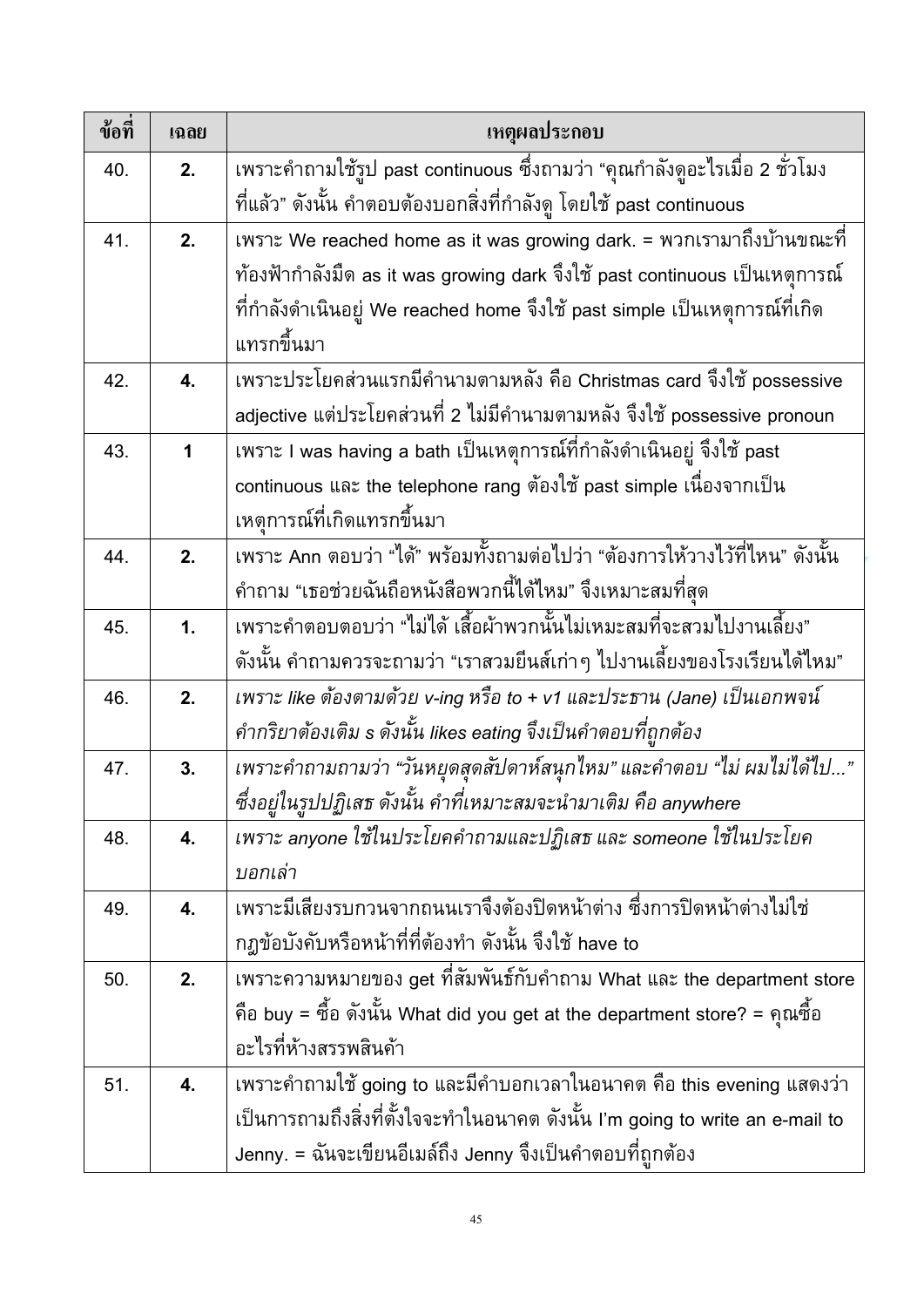| ข้อที่ | เฉลย | เหตุผลประกอบ |
|---|---|---|
| 40. | **2.** | เพราะคำถามใช้รูป past continuous ซึ่งถามว่า "คุณกำลังดูอะไรเมื่อ 2 ชั่วโมงที่แล้ว" ดังนั้น คำตอบต้องบอกสิ่งที่กำลังดู โดยใช้ past continuous |
| 41. | **2.** | เพราะ We reached home as it was growing dark. = พวกเรามาถึงบ้านขณะที่ท้องฟ้ากำลังมืด as it was growing dark จึงใช้ past continuous เป็นเหตุการณ์ที่กำลังดำเนินอยู่ We reached home จึงใช้ past simple เป็นเหตุการณ์ที่เกิดแทรกขึ้นมา |
| 42. | **4.** | เพราะประโยคส่วนแรกมีคำนามตามหลัง คือ Christmas card จึงใช้ possessive adjective แต่ประโยคส่วนที่ 2 ไม่มีคำนามตามหลัง จึงใช้ possessive pronoun |
| 43. | **1** | เพราะ I was having a bath เป็นเหตุการณ์ที่กำลังดำเนินอยู่ จึงใช้ past continuous และ the telephone rang ต้องใช้ past simple เนื่องจากเป็นเหตุการณ์ที่เกิดแทรกขึ้นมา |
| 44. | **2.** | เพราะ Ann ตอบว่า "ได้" พร้อมทั้งถามต่อไปว่า "ต้องการให้วางไว้ที่ไหน" ดังนั้นคำถาม "เธอช่วยฉันถือหนังสือพวกนี้ได้ไหม" จึงเหมาะสมที่สุด |
| 45. | **1.** | เพราะคำตอบตอบว่า "ไม่ได้ เสื้อผ้าพวกนั้นไม่เหมาะสมที่จะสวมไปงานเลี้ยง" ดังนั้น คำถามควรจะถามว่า "เราสวมยีนส์เก่าๆ ไปงานเลี้ยงของโรงเรียนได้ไหม" |
| 46. | **2.** | *เพราะ like ต้องตามด้วย v-ing หรือ to + v1 และประธาน (Jane) เป็นเอกพจน์ คำกริยาต้องเติม s ดังนั้น likes eating จึงเป็นคำตอบที่ถูกต้อง* |
| 47. | **3.** | *เพราะคำถามถามว่า "วันหยุดสุดสัปดาห์สนุกไหม" และคำตอบ "ไม่ ผมไม่ได้ไป..." ซึ่งอยู่ในรูปปฏิเสธ ดังนั้น คำที่เหมาะสมจะนำมาเติม คือ anywhere* |
| 48. | **4.** | *เพราะ anyone ใช้ในประโยคคำถามและปฏิเสธ และ someone ใช้ในประโยคบอกเล่า* |
| 49. | **4.** | เพราะมีเสียงรบกวนจากถนนเราจึงต้องปิดหน้าต่าง ซึ่งการปิดหน้าต่างไม่ใช่กฎข้อบังคับหรือหน้าที่ที่ต้องทำ ดังนั้น จึงใช้ have to |
| 50. | **2.** | เพราะความหมายของ get ที่สัมพันธ์กับคำถาม What และ the department store คือ buy = ซื้อ ดังนั้น What did you get at the department store? = คุณซื้ออะไรที่ห้างสรรพสินค้า |
| 51. | **4.** | เพราะคำถามใช้ going to และมีคำบอกเวลาในอนาคต คือ this evening แสดงว่าเป็นการถามถึงสิ่งที่ตั้งใจจะทำในอนาคต ดังนั้น I'm going to write an e-mail to Jenny. = ฉันจะเขียนอีเมล์ถึง Jenny จึงเป็นคำตอบที่ถูกต้อง |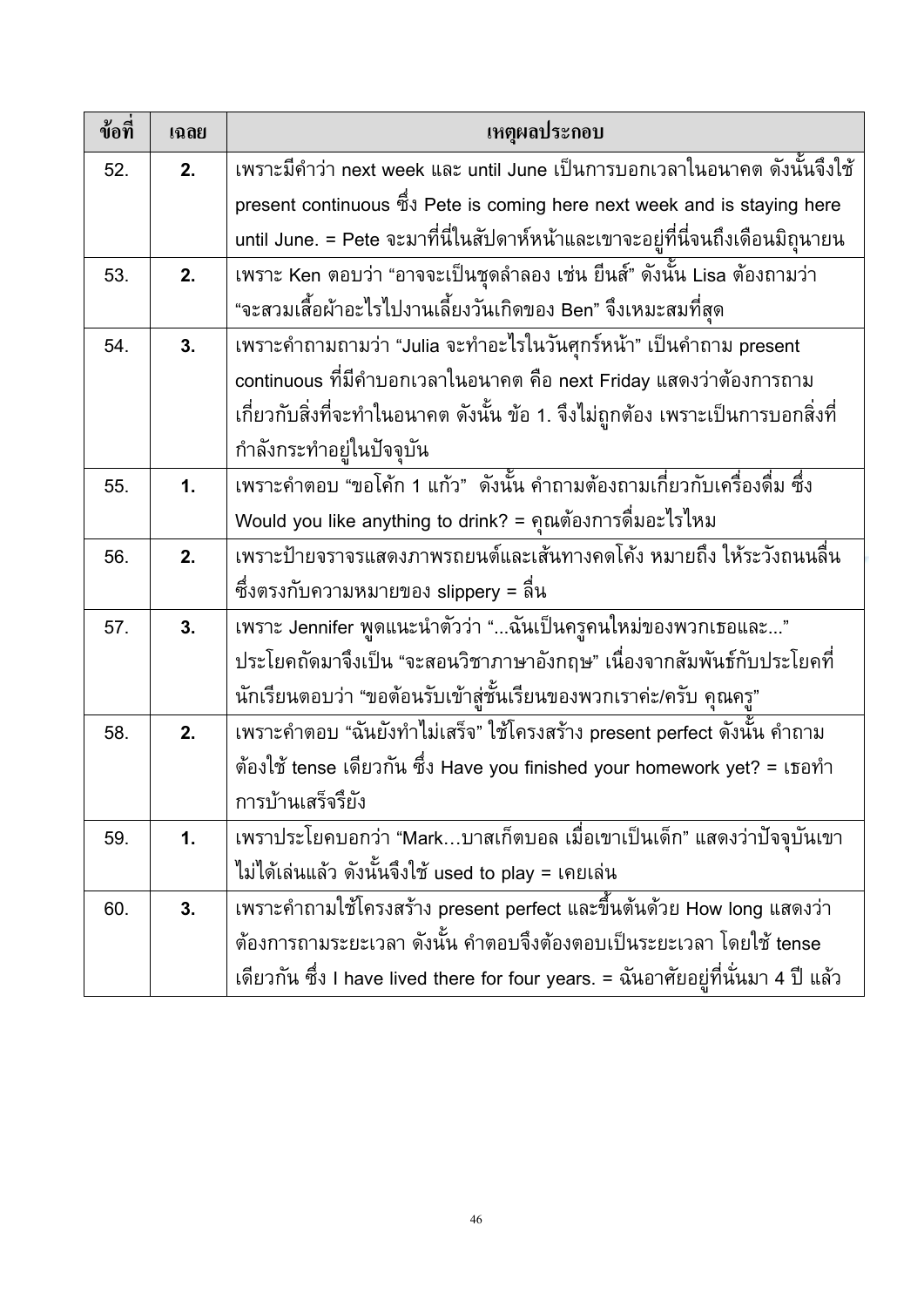| ข้อที่ | เฉลย | เหตุผลประกอบ |
| --- | --- | --- |
| 52. | **2.** | เพราะมีคำว่า next week และ until June เป็นการบอกเวลาในอนาคต ดังนั้นจึงใช้ present continuous ซึ่ง Pete is coming here next week and is staying here until June. = Pete จะมาที่นี่ในสัปดาห์หน้าและเขาจะอยู่ที่นี่จนถึงเดือนมิถุนายน |
| 53. | **2.** | เพราะ Ken ตอบว่า "อาจจะเป็นชุดลำลอง เช่น ยีนส์" ดังนั้น Lisa ต้องถามว่า "จะสวมเสื้อผ้าอะไรไปงานเลี้ยงวันเกิดของ Ben" จึงเหมาะสมที่สุด |
| 54. | **3.** | เพราะคำถามถามว่า "Julia จะทำอะไรในวันศุกร์หน้า" เป็นคำถาม present continuous ที่มีคำบอกเวลาในอนาคต คือ next Friday แสดงว่าต้องการถามเกี่ยวกับสิ่งที่จะทำในอนาคต ดังนั้น ข้อ 1. จึงไม่ถูกต้อง เพราะเป็นการบอกสิ่งที่กำลังกระทำอยู่ในปัจจุบัน |
| 55. | **1.** | เพราะคำตอบ "ขอโค้ก 1 แก้ว" ดังนั้น คำถามต้องถามเกี่ยวกับเครื่องดื่ม ซึ่ง Would you like anything to drink? = คุณต้องการดื่มอะไรไหม |
| 56. | **2.** | เพราะป้ายจราจรแสดงภาพรถยนต์และเส้นทางคดโค้ง หมายถึง ให้ระวังถนนลื่น ซึ่งตรงกับความหมายของ slippery = ลื่น |
| 57. | **3.** | เพราะ Jennifer พูดแนะนำตัวว่า "...ฉันเป็นครูคนใหม่ของพวกเธอและ..." ประโยคถัดมาจึงเป็น "จะสอนวิชาภาษาอังกฤษ" เนื่องจากสัมพันธ์กับประโยคที่นักเรียนตอบว่า "ขอต้อนรับเข้าสู่ชั้นเรียนของพวกเราค่ะ/ครับ คุณครู" |
| 58. | **2.** | เพราะคำตอบ "ฉันยังทำไม่เสร็จ" ใช้โครงสร้าง present perfect ดังนั้น คำถามต้องใช้ tense เดียวกัน ซึ่ง Have you finished your homework yet? = เธอทำการบ้านเสร็จรึยัง |
| 59. | **1.** | เพราประโยคบอกว่า "Mark…บาสเก็ตบอล เมื่อเขาเป็นเด็ก" แสดงว่าปัจจุบันเขาไม่ได้เล่นแล้ว ดังนั้นจึงใช้ used to play = เคยเล่น |
| 60. | **3.** | เพราะคำถามใช้โครงสร้าง present perfect และขึ้นต้นด้วย How long แสดงว่าต้องการถามระยะเวลา ดังนั้น คำตอบจึงต้องตอบเป็นระยะเวลา โดยใช้ tense เดียวกัน ซึ่ง I have lived there for four years. = ฉันอาศัยอยู่ที่นั่นมา 4 ปี แล้ว |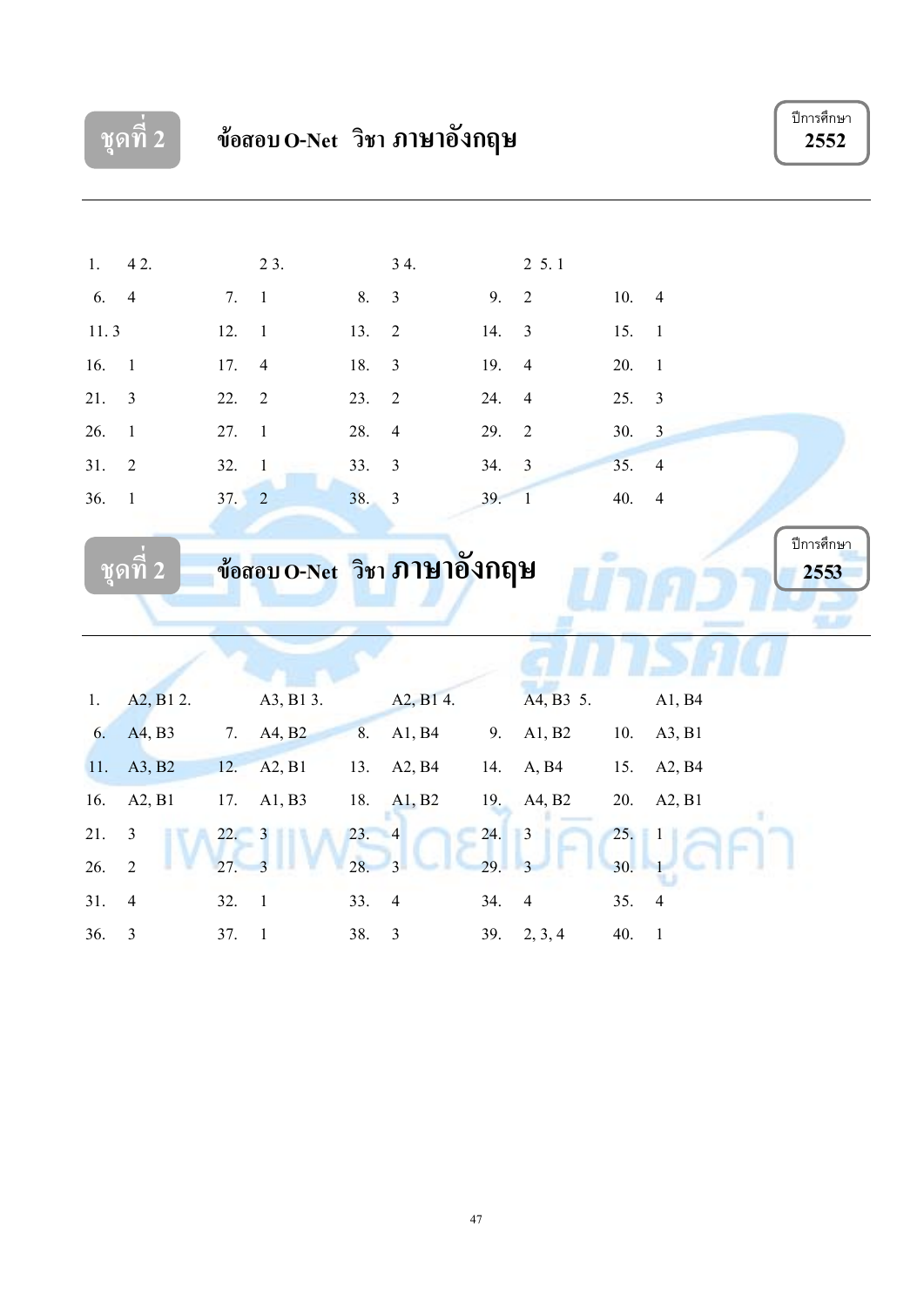## ชุดที่ 2 ข้อสอบ O-Net วิชา ภาษาอังกฤษ

ปีการศึกษา **2552**

| | | | | | | | | | |
|---|---|---|---|---|---|---|---|---|---|
| 1. | 4 | 2. | 2 | 3. | 3 | 4. | 2 | 5. | 1 |
| 6. | 4 | 7. | 1 | 8. | 3 | 9. | 2 | 10. | 4 |
| 11. | 3 | 12. | 1 | 13. | 2 | 14. | 3 | 15. | 1 |
| 16. | 1 | 17. | 4 | 18. | 3 | 19. | 4 | 20. | 1 |
| 21. | 3 | 22. | 2 | 23. | 2 | 24. | 4 | 25. | 3 |
| 26. | 1 | 27. | 1 | 28. | 4 | 29. | 2 | 30. | 3 |
| 31. | 2 | 32. | 1 | 33. | 3 | 34. | 3 | 35. | 4 |
| 36. | 1 | 37. | 2 | 38. | 3 | 39. | 1 | 40. | 4 |

## ชุดที่ 2 ข้อสอบ O-Net วิชา ภาษาอังกฤษ

ปีการศึกษา **2553**

| | | | | | | | | | |
|---|---|---|---|---|---|---|---|---|---|
| 1. | A2, B1 | 2. | A3, B1 | 3. | A2, B1 | 4. | A4, B3 | 5. | A1, B4 |
| 6. | A4, B3 | 7. | A4, B2 | 8. | A1, B4 | 9. | A1, B2 | 10. | A3, B1 |
| 11. | A3, B2 | 12. | A2, B1 | 13. | A2, B4 | 14. | A, B4 | 15. | A2, B4 |
| 16. | A2, B1 | 17. | A1, B3 | 18. | A1, B2 | 19. | A4, B2 | 20. | A2, B1 |
| 21. | 3 | 22. | 3 | 23. | 4 | 24. | 3 | 25. | 1 |
| 26. | 2 | 27. | 3 | 28. | 3 | 29. | 3 | 30. | 1 |
| 31. | 4 | 32. | 1 | 33. | 4 | 34. | 4 | 35. | 4 |
| 36. | 3 | 37. | 1 | 38. | 3 | 39. | 2, 3, 4 | 40. | 1 |